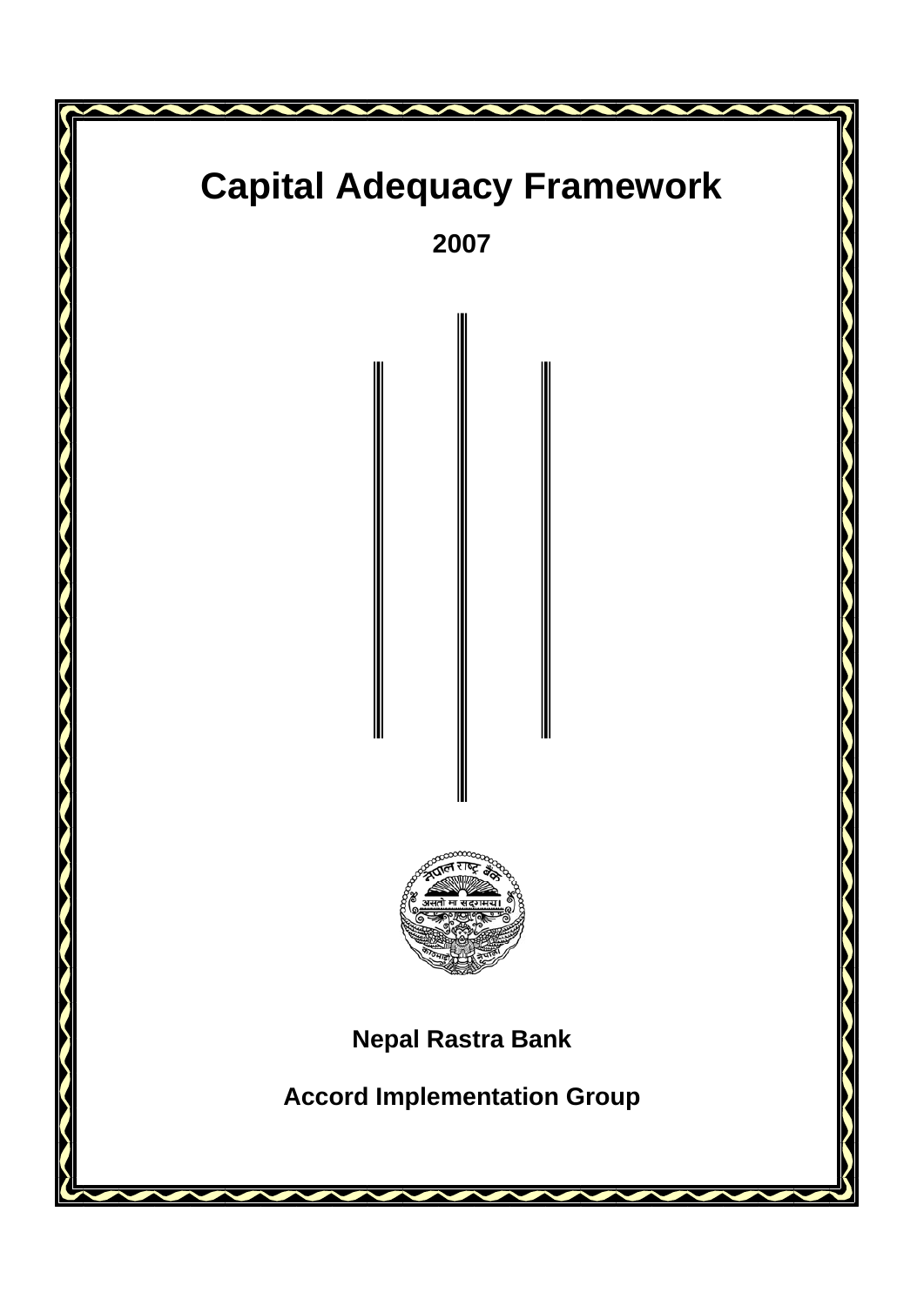# Capital Adequacy Framework

**2007**

**Nepal Rastra Bank**

**Accord Implementation Group**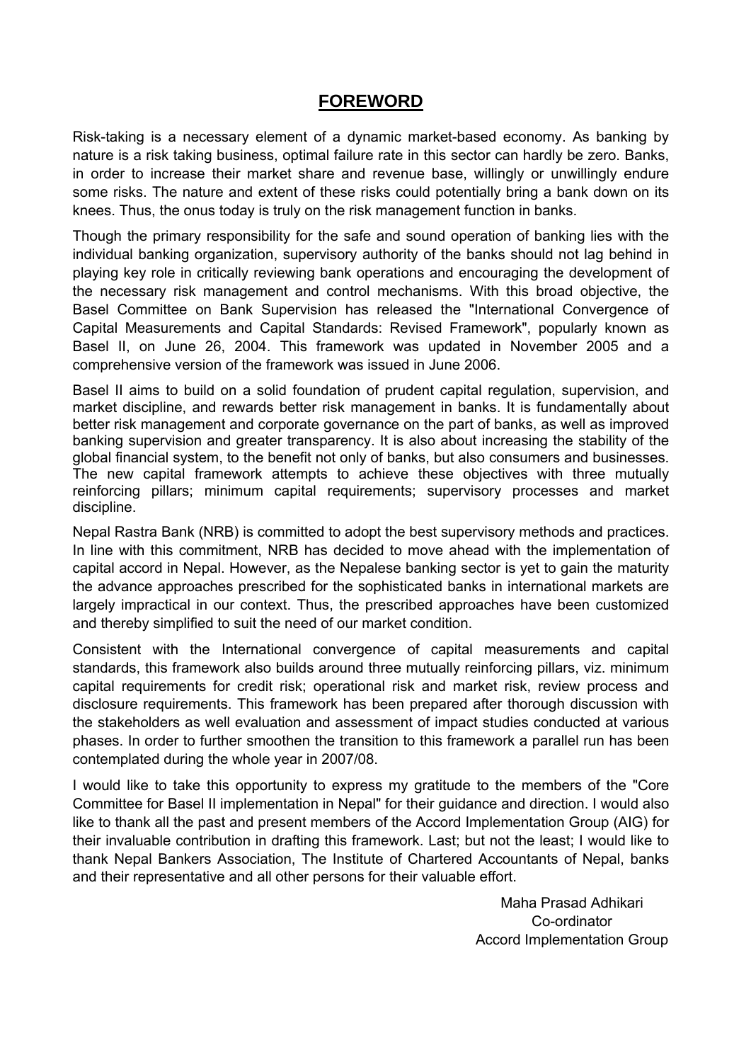# FOREWORD

Risk-taking is a necessary element of a dynamic market-based economy. As banking by nature is a risk taking business, optimal failure rate in this sector can hardly be zero. Banks, in order to increase their market share and revenue base, willingly or unwillingly endure some risks. The nature and extent of these risks could potentially bring a bank down on its knees. Thus, the onus today is truly on the risk management function in banks.

Though the primary responsibility for the safe and sound operation of banking lies with the individual banking organization, supervisory authority of the banks should not lag behind in playing key role in critically reviewing bank operations and encouraging the development of the necessary risk management and control mechanisms. With this broad objective, the Basel Committee on Bank Supervision has released the "International Convergence of Capital Measurements and Capital Standards: Revised Framework", popularly known as Basel II, on June 26, 2004. This framework was updated in November 2005 and a comprehensive version of the framework was issued in June 2006.

Basel II aims to build on a solid foundation of prudent capital regulation, supervision, and market discipline, and rewards better risk management in banks. It is fundamentally about better risk management and corporate governance on the part of banks, as well as improved banking supervision and greater transparency. It is also about increasing the stability of the global financial system, to the benefit not only of banks, but also consumers and businesses. The new capital framework attempts to achieve these objectives with three mutually reinforcing pillars; minimum capital requirements; supervisory processes and market discipline.

Nepal Rastra Bank (NRB) is committed to adopt the best supervisory methods and practices. In line with this commitment, NRB has decided to move ahead with the implementation of capital accord in Nepal. However, as the Nepalese banking sector is yet to gain the maturity the advance approaches prescribed for the sophisticated banks in international markets are largely impractical in our context. Thus, the prescribed approaches have been customized and thereby simplified to suit the need of our market condition.

Consistent with the International convergence of capital measurements and capital standards, this framework also builds around three mutually reinforcing pillars, viz. minimum capital requirements for credit risk; operational risk and market risk, review process and disclosure requirements. This framework has been prepared after thorough discussion with the stakeholders as well evaluation and assessment of impact studies conducted at various phases. In order to further smoothen the transition to this framework a parallel run has been contemplated during the whole year in 2007/08.

I would like to take this opportunity to express my gratitude to the members of the "Core Committee for Basel II implementation in Nepal" for their guidance and direction. I would also like to thank all the past and present members of the Accord Implementation Group (AIG) for their invaluable contribution in drafting this framework. Last; but not the least; I would like to thank Nepal Bankers Association, The Institute of Chartered Accountants of Nepal, banks and their representative and all other persons for their valuable effort.

Maha Prasad Adhikari
Co-ordinator
Accord Implementation Group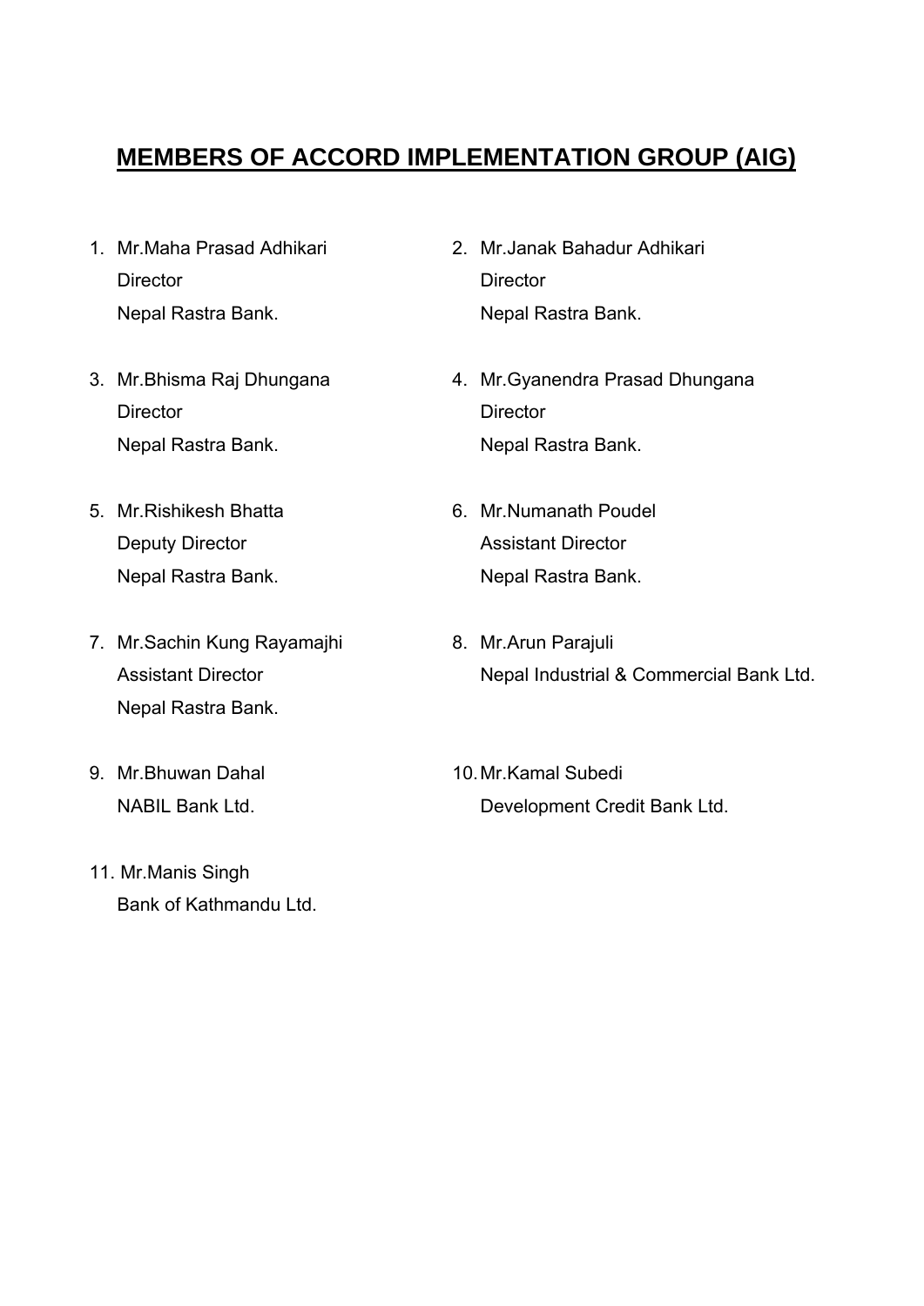# MEMBERS OF ACCORD IMPLEMENTATION GROUP (AIG)

1. Mr.Maha Prasad Adhikari
   Director
   Nepal Rastra Bank.

2. Mr.Janak Bahadur Adhikari
   Director
   Nepal Rastra Bank.

3. Mr.Bhisma Raj Dhungana
   Director
   Nepal Rastra Bank.

4. Mr.Gyanendra Prasad Dhungana
   Director
   Nepal Rastra Bank.

5. Mr.Rishikesh Bhatta
   Deputy Director
   Nepal Rastra Bank.

6. Mr.Numanath Poudel
   Assistant Director
   Nepal Rastra Bank.

7. Mr.Sachin Kung Rayamajhi
   Assistant Director
   Nepal Rastra Bank.

8. Mr.Arun Parajuli
   Nepal Industrial & Commercial Bank Ltd.

9. Mr.Bhuwan Dahal
   NABIL Bank Ltd.

10. Mr.Kamal Subedi
    Development Credit Bank Ltd.

11. Mr.Manis Singh
    Bank of Kathmandu Ltd.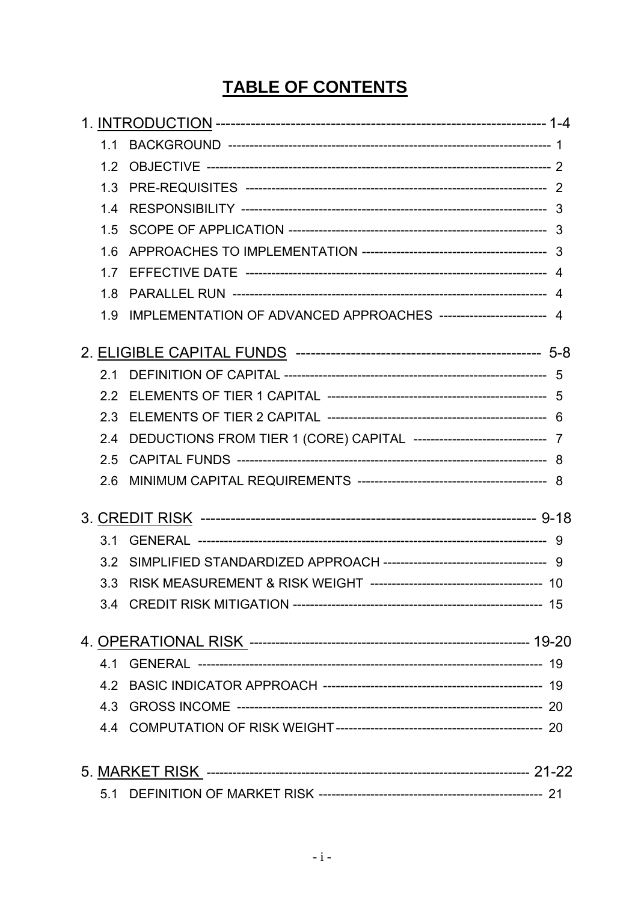# TABLE OF CONTENTS

1. <u>INTRODUCTION</u> ------------------------------------------------------------------ 1-4
   - 1.1 BACKGROUND ------------------------------------------------------------------------ 1
   - 1.2 OBJECTIVE ------------------------------------------------------------------------------ 2
   - 1.3 PRE-REQUISITES -------------------------------------------------------------------- 2
   - 1.4 RESPONSIBILITY --------------------------------------------------------------------- 3
   - 1.5 SCOPE OF APPLICATION ---------------------------------------------------------- 3
   - 1.6 APPROACHES TO IMPLEMENTATION ------------------------------------------ 3
   - 1.7 EFFECTIVE DATE -------------------------------------------------------------------- 4
   - 1.8 PARALLEL RUN ----------------------------------------------------------------------- 4
   - 1.9 IMPLEMENTATION OF ADVANCED APPROACHES ------------------------ 4

2. <u>ELIGIBLE CAPITAL FUNDS</u> ----------------------------------------------- 5-8
   - 2.1 DEFINITION OF CAPITAL ----------------------------------------------------------- 5
   - 2.2 ELEMENTS OF TIER 1 CAPITAL ------------------------------------------------- 5
   - 2.3 ELEMENTS OF TIER 2 CAPITAL ------------------------------------------------- 6
   - 2.4 DEDUCTIONS FROM TIER 1 (CORE) CAPITAL ------------------------------ 7
   - 2.5 CAPITAL FUNDS ----------------------------------------------------------------------- 8
   - 2.6 MINIMUM CAPITAL REQUIREMENTS ------------------------------------------ 8

3. <u>CREDIT RISK</u> ------------------------------------------------------------------ 9-18
   - 3.1 GENERAL ------------------------------------------------------------------------------ 9
   - 3.2 SIMPLIFIED STANDARDIZED APPROACH ------------------------------------- 9
   - 3.3 RISK MEASUREMENT & RISK WEIGHT --------------------------------------- 10
   - 3.4 CREDIT RISK MITIGATION -------------------------------------------------------- 15

4. <u>OPERATIONAL RISK</u> ---------------------------------------------------------- 19-20
   - 4.1 GENERAL ------------------------------------------------------------------------------ 19
   - 4.2 BASIC INDICATOR APPROACH -------------------------------------------------- 19
   - 4.3 GROSS INCOME --------------------------------------------------------------------- 20
   - 4.4 COMPUTATION OF RISK WEIGHT ----------------------------------------------- 20

5. <u>MARKET RISK</u> -------------------------------------------------------------------- 21-22
   - 5.1 DEFINITION OF MARKET RISK -------------------------------------------------- 21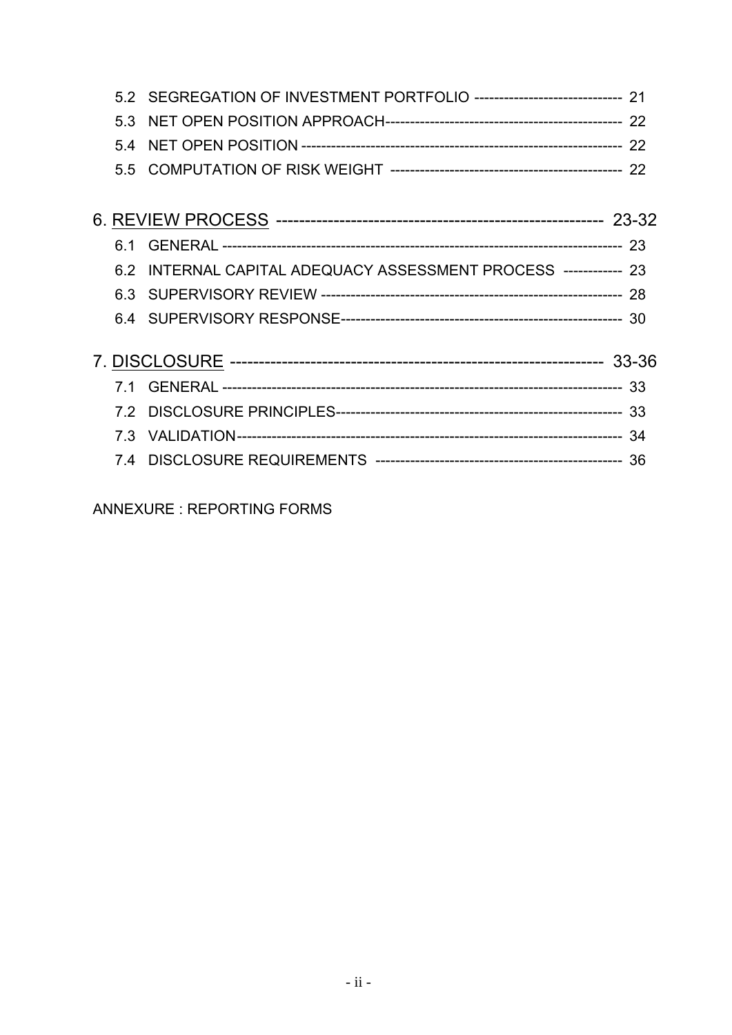5.2 SEGREGATION OF INVESTMENT PORTFOLIO ----------------------------- 21

5.3 NET OPEN POSITION APPROACH----------------------------------------------- 22

5.4 NET OPEN POSITION --------------------------------------------------------------- 22

5.5 COMPUTATION OF RISK WEIGHT ---------------------------------------------- 22

6. REVIEW PROCESS ------------------------------------------------------ 23-32

6.1 GENERAL ------------------------------------------------------------------------------- 23

6.2 INTERNAL CAPITAL ADEQUACY ASSESSMENT PROCESS ------------ 23

6.3 SUPERVISORY REVIEW ---------------------------------------------------------- 28

6.4 SUPERVISORY RESPONSE------------------------------------------------------- 30

7. DISCLOSURE --------------------------------------------------------------- 33-36

7.1 GENERAL ------------------------------------------------------------------------------- 33

7.2 DISCLOSURE PRINCIPLES-------------------------------------------------------- 33

7.3 VALIDATION---------------------------------------------------------------------------- 34

7.4 DISCLOSURE REQUIREMENTS ------------------------------------------------ 36

ANNEXURE : REPORTING FORMS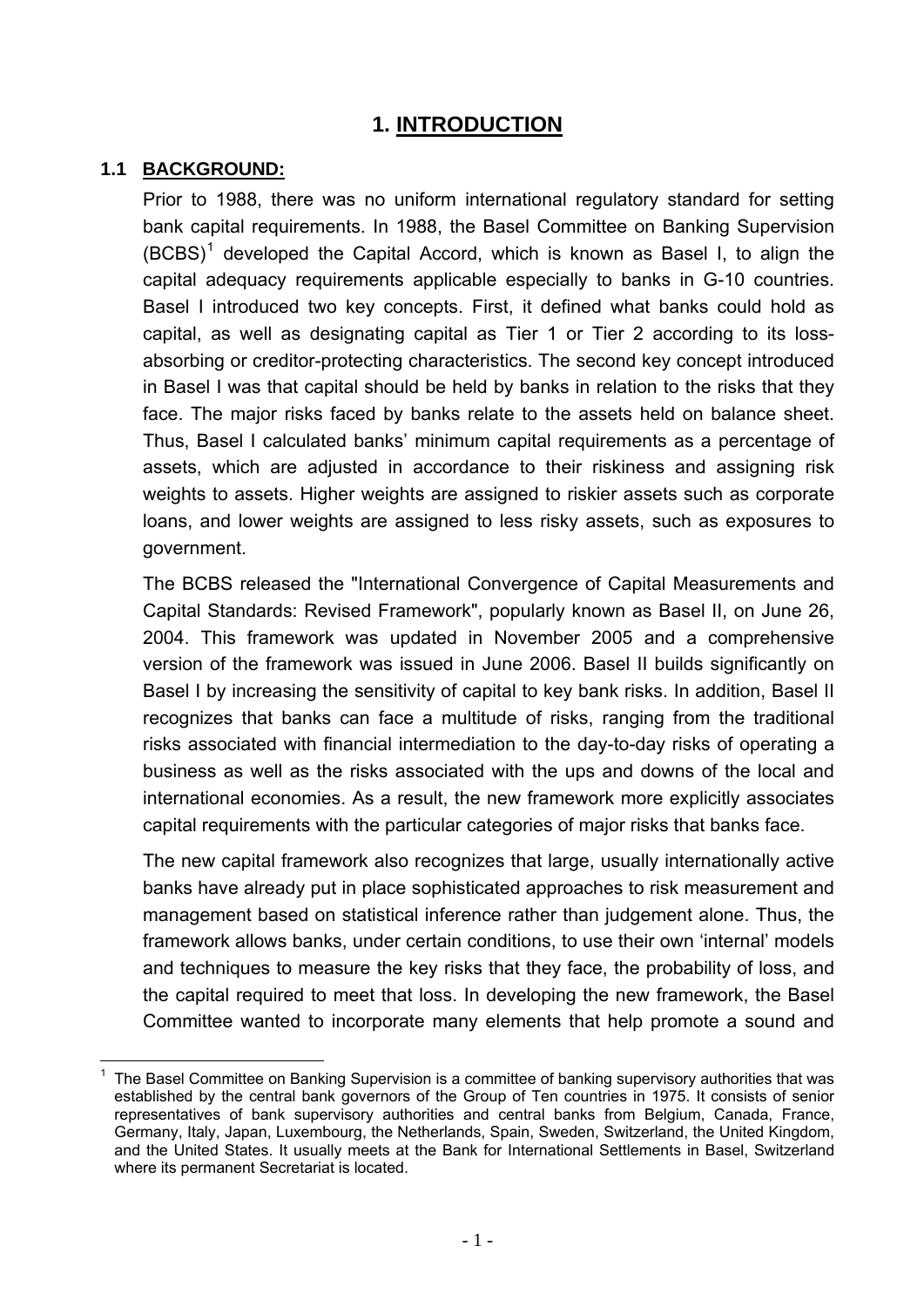# 1. INTRODUCTION

## 1.1 BACKGROUND:

Prior to 1988, there was no uniform international regulatory standard for setting bank capital requirements. In 1988, the Basel Committee on Banking Supervision (BCBS)[1] developed the Capital Accord, which is known as Basel I, to align the capital adequacy requirements applicable especially to banks in G-10 countries. Basel I introduced two key concepts. First, it defined what banks could hold as capital, as well as designating capital as Tier 1 or Tier 2 according to its loss-absorbing or creditor-protecting characteristics. The second key concept introduced in Basel I was that capital should be held by banks in relation to the risks that they face. The major risks faced by banks relate to the assets held on balance sheet. Thus, Basel I calculated banks' minimum capital requirements as a percentage of assets, which are adjusted in accordance to their riskiness and assigning risk weights to assets. Higher weights are assigned to riskier assets such as corporate loans, and lower weights are assigned to less risky assets, such as exposures to government.

The BCBS released the "International Convergence of Capital Measurements and Capital Standards: Revised Framework", popularly known as Basel II, on June 26, 2004. This framework was updated in November 2005 and a comprehensive version of the framework was issued in June 2006. Basel II builds significantly on Basel I by increasing the sensitivity of capital to key bank risks. In addition, Basel II recognizes that banks can face a multitude of risks, ranging from the traditional risks associated with financial intermediation to the day-to-day risks of operating a business as well as the risks associated with the ups and downs of the local and international economies. As a result, the new framework more explicitly associates capital requirements with the particular categories of major risks that banks face.

The new capital framework also recognizes that large, usually internationally active banks have already put in place sophisticated approaches to risk measurement and management based on statistical inference rather than judgement alone. Thus, the framework allows banks, under certain conditions, to use their own 'internal' models and techniques to measure the key risks that they face, the probability of loss, and the capital required to meet that loss. In developing the new framework, the Basel Committee wanted to incorporate many elements that help promote a sound and

---

[1] The Basel Committee on Banking Supervision is a committee of banking supervisory authorities that was established by the central bank governors of the Group of Ten countries in 1975. It consists of senior representatives of bank supervisory authorities and central banks from Belgium, Canada, France, Germany, Italy, Japan, Luxembourg, the Netherlands, Spain, Sweden, Switzerland, the United Kingdom, and the United States. It usually meets at the Bank for International Settlements in Basel, Switzerland where its permanent Secretariat is located.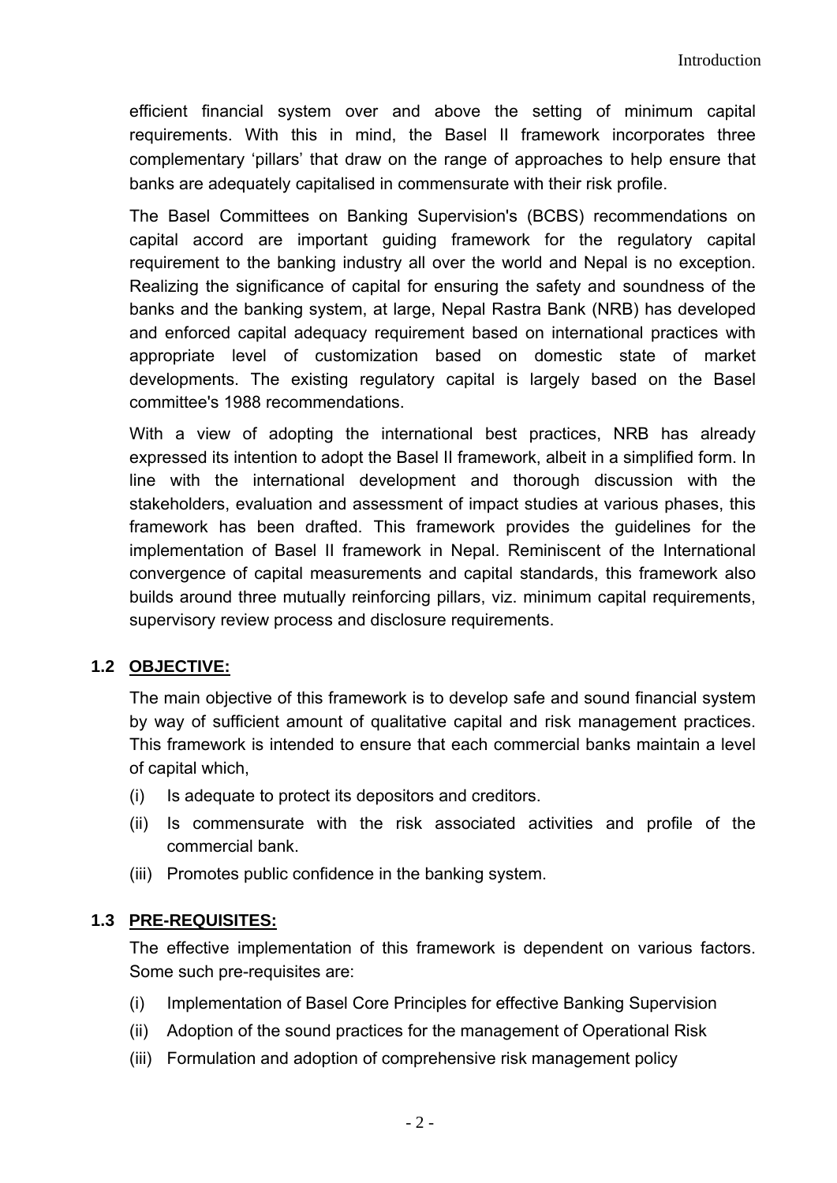efficient financial system over and above the setting of minimum capital requirements. With this in mind, the Basel II framework incorporates three complementary 'pillars' that draw on the range of approaches to help ensure that banks are adequately capitalised in commensurate with their risk profile.

The Basel Committees on Banking Supervision's (BCBS) recommendations on capital accord are important guiding framework for the regulatory capital requirement to the banking industry all over the world and Nepal is no exception. Realizing the significance of capital for ensuring the safety and soundness of the banks and the banking system, at large, Nepal Rastra Bank (NRB) has developed and enforced capital adequacy requirement based on international practices with appropriate level of customization based on domestic state of market developments. The existing regulatory capital is largely based on the Basel committee's 1988 recommendations.

With a view of adopting the international best practices, NRB has already expressed its intention to adopt the Basel II framework, albeit in a simplified form. In line with the international development and thorough discussion with the stakeholders, evaluation and assessment of impact studies at various phases, this framework has been drafted. This framework provides the guidelines for the implementation of Basel II framework in Nepal. Reminiscent of the International convergence of capital measurements and capital standards, this framework also builds around three mutually reinforcing pillars, viz. minimum capital requirements, supervisory review process and disclosure requirements.

## 1.2 OBJECTIVE:

The main objective of this framework is to develop safe and sound financial system by way of sufficient amount of qualitative capital and risk management practices. This framework is intended to ensure that each commercial banks maintain a level of capital which,

(i) Is adequate to protect its depositors and creditors.

(ii) Is commensurate with the risk associated activities and profile of the commercial bank.

(iii) Promotes public confidence in the banking system.

## 1.3 PRE-REQUISITES:

The effective implementation of this framework is dependent on various factors. Some such pre-requisites are:

(i) Implementation of Basel Core Principles for effective Banking Supervision

(ii) Adoption of the sound practices for the management of Operational Risk

(iii) Formulation and adoption of comprehensive risk management policy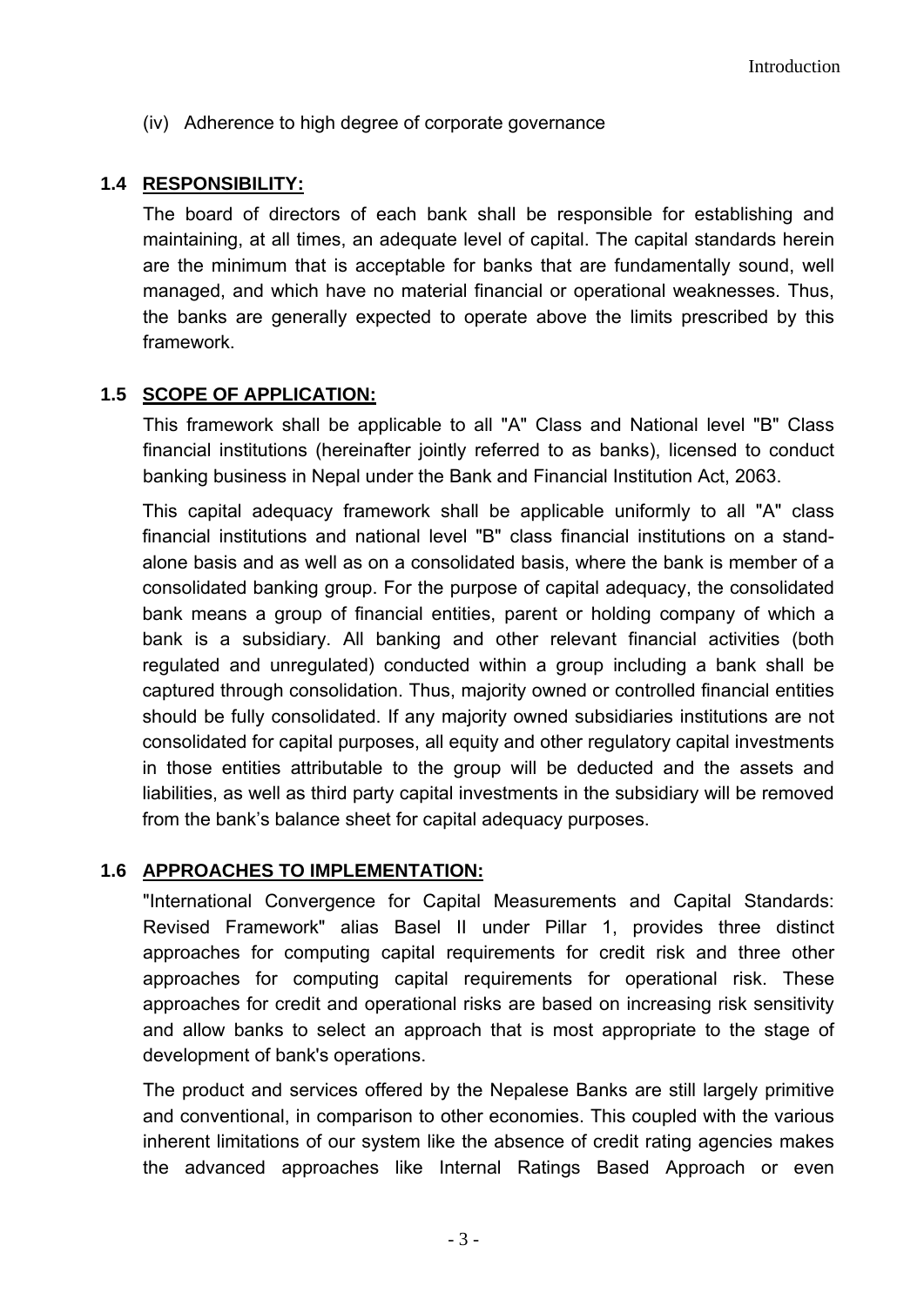(iv) Adherence to high degree of corporate governance

### 1.4 RESPONSIBILITY:

The board of directors of each bank shall be responsible for establishing and maintaining, at all times, an adequate level of capital. The capital standards herein are the minimum that is acceptable for banks that are fundamentally sound, well managed, and which have no material financial or operational weaknesses. Thus, the banks are generally expected to operate above the limits prescribed by this framework.

### 1.5 SCOPE OF APPLICATION:

This framework shall be applicable to all "A" Class and National level "B" Class financial institutions (hereinafter jointly referred to as banks), licensed to conduct banking business in Nepal under the Bank and Financial Institution Act, 2063.

This capital adequacy framework shall be applicable uniformly to all "A" class financial institutions and national level "B" class financial institutions on a stand-alone basis and as well as on a consolidated basis, where the bank is member of a consolidated banking group. For the purpose of capital adequacy, the consolidated bank means a group of financial entities, parent or holding company of which a bank is a subsidiary. All banking and other relevant financial activities (both regulated and unregulated) conducted within a group including a bank shall be captured through consolidation. Thus, majority owned or controlled financial entities should be fully consolidated. If any majority owned subsidiaries institutions are not consolidated for capital purposes, all equity and other regulatory capital investments in those entities attributable to the group will be deducted and the assets and liabilities, as well as third party capital investments in the subsidiary will be removed from the bank's balance sheet for capital adequacy purposes.

### 1.6 APPROACHES TO IMPLEMENTATION:

"International Convergence for Capital Measurements and Capital Standards: Revised Framework" alias Basel II under Pillar 1, provides three distinct approaches for computing capital requirements for credit risk and three other approaches for computing capital requirements for operational risk. These approaches for credit and operational risks are based on increasing risk sensitivity and allow banks to select an approach that is most appropriate to the stage of development of bank's operations.

The product and services offered by the Nepalese Banks are still largely primitive and conventional, in comparison to other economies. This coupled with the various inherent limitations of our system like the absence of credit rating agencies makes the advanced approaches like Internal Ratings Based Approach or even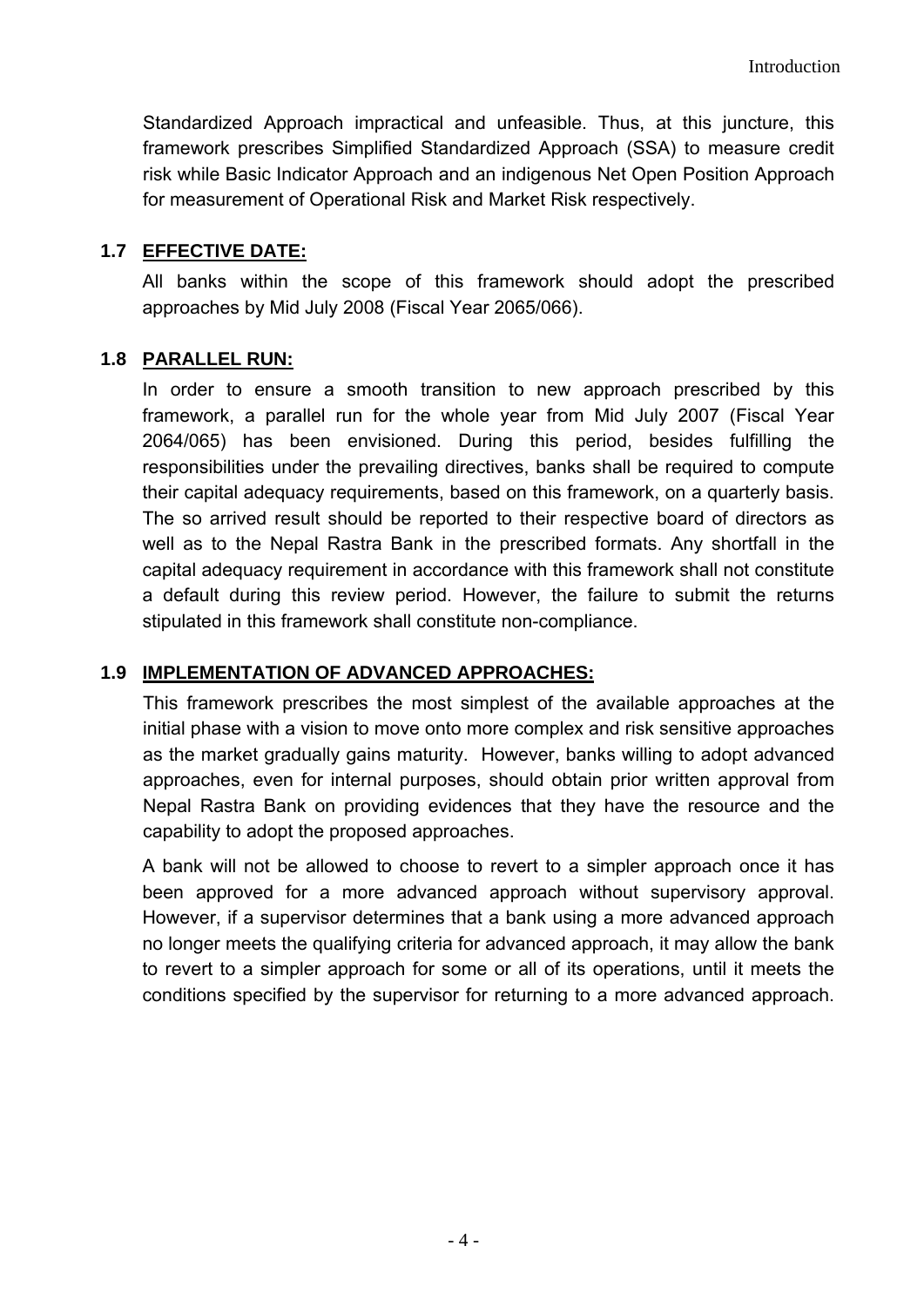Standardized Approach impractical and unfeasible. Thus, at this juncture, this framework prescribes Simplified Standardized Approach (SSA) to measure credit risk while Basic Indicator Approach and an indigenous Net Open Position Approach for measurement of Operational Risk and Market Risk respectively.

### 1.7 EFFECTIVE DATE:

All banks within the scope of this framework should adopt the prescribed approaches by Mid July 2008 (Fiscal Year 2065/066).

### 1.8 PARALLEL RUN:

In order to ensure a smooth transition to new approach prescribed by this framework, a parallel run for the whole year from Mid July 2007 (Fiscal Year 2064/065) has been envisioned. During this period, besides fulfilling the responsibilities under the prevailing directives, banks shall be required to compute their capital adequacy requirements, based on this framework, on a quarterly basis. The so arrived result should be reported to their respective board of directors as well as to the Nepal Rastra Bank in the prescribed formats. Any shortfall in the capital adequacy requirement in accordance with this framework shall not constitute a default during this review period. However, the failure to submit the returns stipulated in this framework shall constitute non-compliance.

### 1.9 IMPLEMENTATION OF ADVANCED APPROACHES:

This framework prescribes the most simplest of the available approaches at the initial phase with a vision to move onto more complex and risk sensitive approaches as the market gradually gains maturity. However, banks willing to adopt advanced approaches, even for internal purposes, should obtain prior written approval from Nepal Rastra Bank on providing evidences that they have the resource and the capability to adopt the proposed approaches.

A bank will not be allowed to choose to revert to a simpler approach once it has been approved for a more advanced approach without supervisory approval. However, if a supervisor determines that a bank using a more advanced approach no longer meets the qualifying criteria for advanced approach, it may allow the bank to revert to a simpler approach for some or all of its operations, until it meets the conditions specified by the supervisor for returning to a more advanced approach.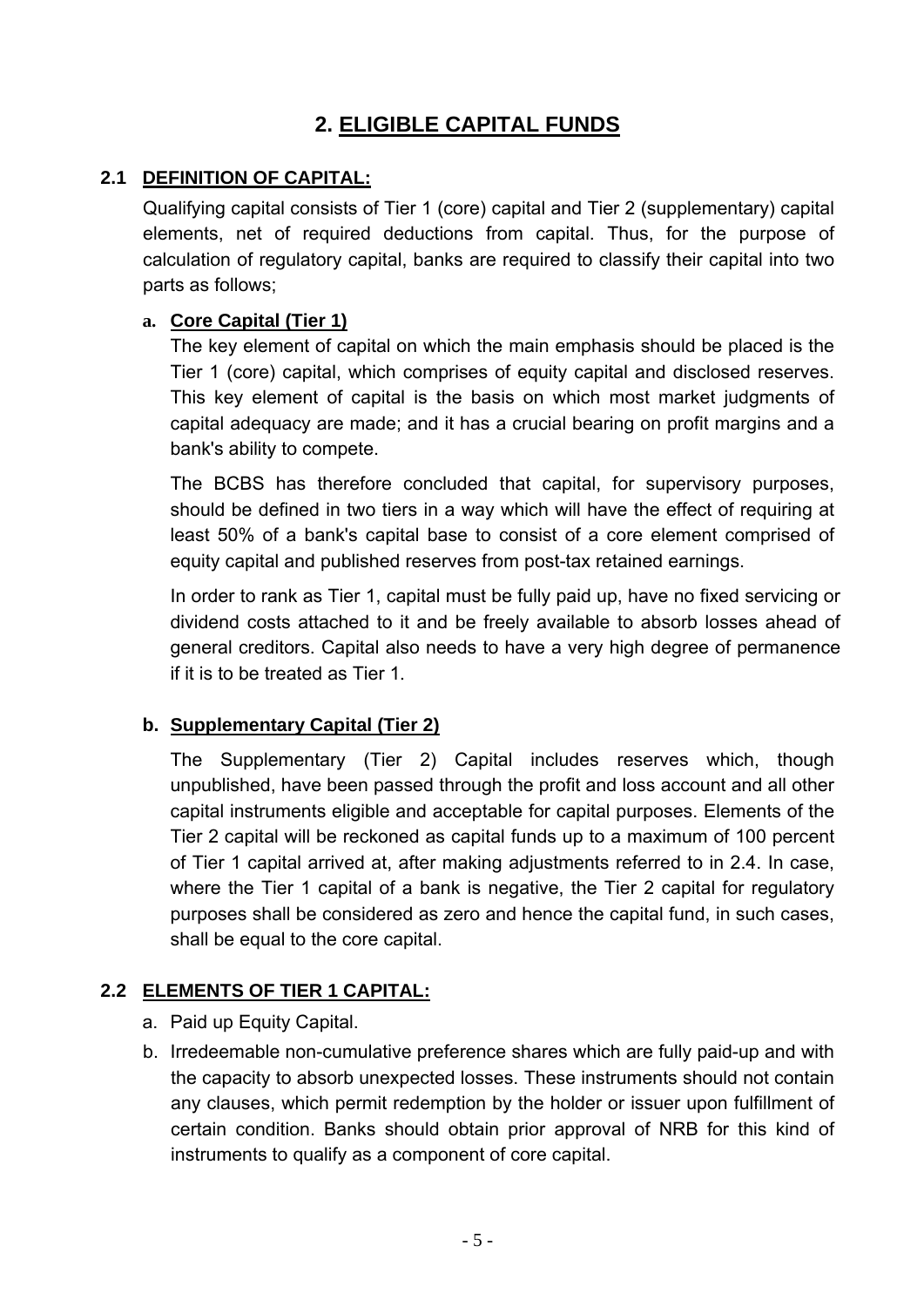# 2. ELIGIBLE CAPITAL FUNDS

## 2.1 DEFINITION OF CAPITAL:

Qualifying capital consists of Tier 1 (core) capital and Tier 2 (supplementary) capital elements, net of required deductions from capital. Thus, for the purpose of calculation of regulatory capital, banks are required to classify their capital into two parts as follows;

### a. Core Capital (Tier 1)

The key element of capital on which the main emphasis should be placed is the Tier 1 (core) capital, which comprises of equity capital and disclosed reserves. This key element of capital is the basis on which most market judgments of capital adequacy are made; and it has a crucial bearing on profit margins and a bank's ability to compete.

The BCBS has therefore concluded that capital, for supervisory purposes, should be defined in two tiers in a way which will have the effect of requiring at least 50% of a bank's capital base to consist of a core element comprised of equity capital and published reserves from post-tax retained earnings.

In order to rank as Tier 1, capital must be fully paid up, have no fixed servicing or dividend costs attached to it and be freely available to absorb losses ahead of general creditors. Capital also needs to have a very high degree of permanence if it is to be treated as Tier 1.

### b. Supplementary Capital (Tier 2)

The Supplementary (Tier 2) Capital includes reserves which, though unpublished, have been passed through the profit and loss account and all other capital instruments eligible and acceptable for capital purposes. Elements of the Tier 2 capital will be reckoned as capital funds up to a maximum of 100 percent of Tier 1 capital arrived at, after making adjustments referred to in 2.4. In case, where the Tier 1 capital of a bank is negative, the Tier 2 capital for regulatory purposes shall be considered as zero and hence the capital fund, in such cases, shall be equal to the core capital.

## 2.2 ELEMENTS OF TIER 1 CAPITAL:

a. Paid up Equity Capital.

b. Irredeemable non-cumulative preference shares which are fully paid-up and with the capacity to absorb unexpected losses. These instruments should not contain any clauses, which permit redemption by the holder or issuer upon fulfillment of certain condition. Banks should obtain prior approval of NRB for this kind of instruments to qualify as a component of core capital.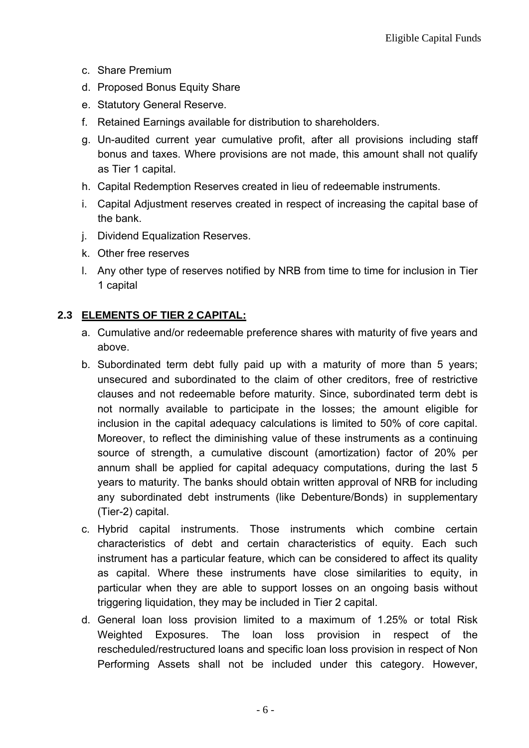c. Share Premium
d. Proposed Bonus Equity Share
e. Statutory General Reserve.
f. Retained Earnings available for distribution to shareholders.
g. Un-audited current year cumulative profit, after all provisions including staff bonus and taxes. Where provisions are not made, this amount shall not qualify as Tier 1 capital.
h. Capital Redemption Reserves created in lieu of redeemable instruments.
i. Capital Adjustment reserves created in respect of increasing the capital base of the bank.
j. Dividend Equalization Reserves.
k. Other free reserves
l. Any other type of reserves notified by NRB from time to time for inclusion in Tier 1 capital

## 2.3 ELEMENTS OF TIER 2 CAPITAL:

a. Cumulative and/or redeemable preference shares with maturity of five years and above.
b. Subordinated term debt fully paid up with a maturity of more than 5 years; unsecured and subordinated to the claim of other creditors, free of restrictive clauses and not redeemable before maturity. Since, subordinated term debt is not normally available to participate in the losses; the amount eligible for inclusion in the capital adequacy calculations is limited to 50% of core capital. Moreover, to reflect the diminishing value of these instruments as a continuing source of strength, a cumulative discount (amortization) factor of 20% per annum shall be applied for capital adequacy computations, during the last 5 years to maturity. The banks should obtain written approval of NRB for including any subordinated debt instruments (like Debenture/Bonds) in supplementary (Tier-2) capital.
c. Hybrid capital instruments. Those instruments which combine certain characteristics of debt and certain characteristics of equity. Each such instrument has a particular feature, which can be considered to affect its quality as capital. Where these instruments have close similarities to equity, in particular when they are able to support losses on an ongoing basis without triggering liquidation, they may be included in Tier 2 capital.
d. General loan loss provision limited to a maximum of 1.25% or total Risk Weighted Exposures. The loan loss provision in respect of the rescheduled/restructured loans and specific loan loss provision in respect of Non Performing Assets shall not be included under this category. However,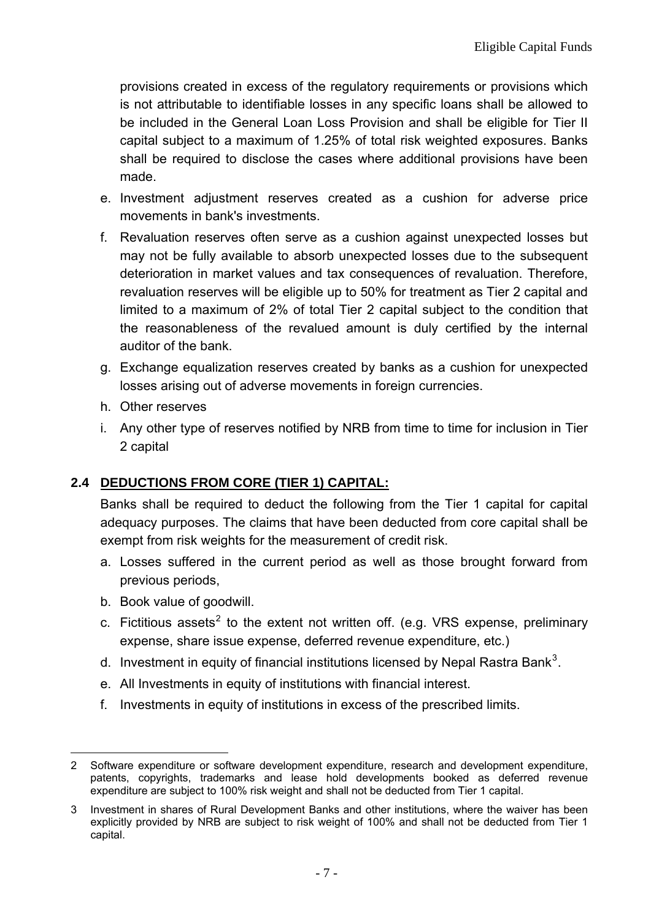provisions created in excess of the regulatory requirements or provisions which is not attributable to identifiable losses in any specific loans shall be allowed to be included in the General Loan Loss Provision and shall be eligible for Tier II capital subject to a maximum of 1.25% of total risk weighted exposures. Banks shall be required to disclose the cases where additional provisions have been made.

e. Investment adjustment reserves created as a cushion for adverse price movements in bank's investments.

f. Revaluation reserves often serve as a cushion against unexpected losses but may not be fully available to absorb unexpected losses due to the subsequent deterioration in market values and tax consequences of revaluation. Therefore, revaluation reserves will be eligible up to 50% for treatment as Tier 2 capital and limited to a maximum of 2% of total Tier 2 capital subject to the condition that the reasonableness of the revalued amount is duly certified by the internal auditor of the bank.

g. Exchange equalization reserves created by banks as a cushion for unexpected losses arising out of adverse movements in foreign currencies.

h. Other reserves

i. Any other type of reserves notified by NRB from time to time for inclusion in Tier 2 capital

## 2.4 DEDUCTIONS FROM CORE (TIER 1) CAPITAL:

Banks shall be required to deduct the following from the Tier 1 capital for capital adequacy purposes. The claims that have been deducted from core capital shall be exempt from risk weights for the measurement of credit risk.

a. Losses suffered in the current period as well as those brought forward from previous periods,

b. Book value of goodwill.

c. Fictitious assets[2] to the extent not written off. (e.g. VRS expense, preliminary expense, share issue expense, deferred revenue expenditure, etc.)

d. Investment in equity of financial institutions licensed by Nepal Rastra Bank[3].

e. All Investments in equity of institutions with financial interest.

f. Investments in equity of institutions in excess of the prescribed limits.

---

2 Software expenditure or software development expenditure, research and development expenditure, patents, copyrights, trademarks and lease hold developments booked as deferred revenue expenditure are subject to 100% risk weight and shall not be deducted from Tier 1 capital.

3 Investment in shares of Rural Development Banks and other institutions, where the waiver has been explicitly provided by NRB are subject to risk weight of 100% and shall not be deducted from Tier 1 capital.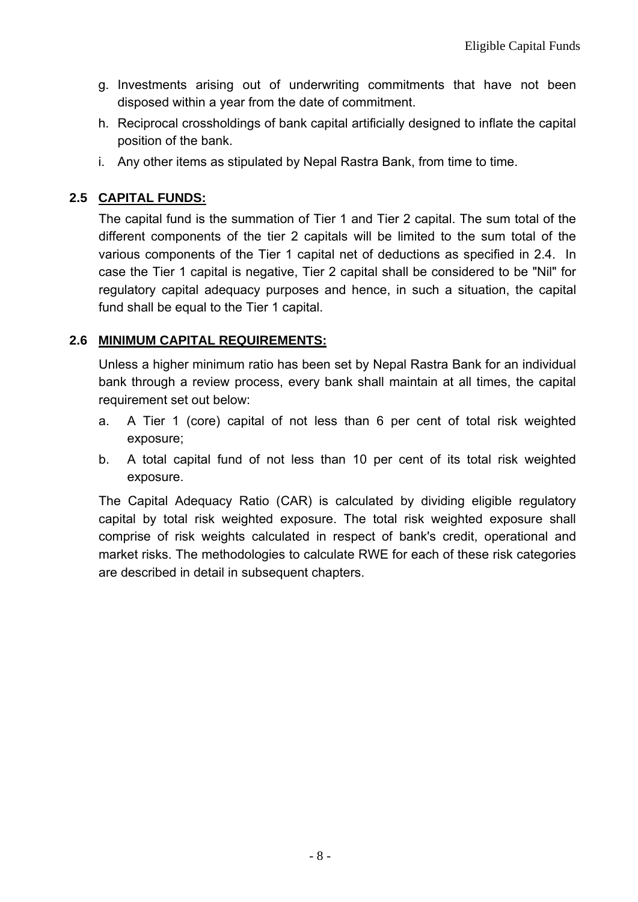g. Investments arising out of underwriting commitments that have not been disposed within a year from the date of commitment.
h. Reciprocal crossholdings of bank capital artificially designed to inflate the capital position of the bank.
i. Any other items as stipulated by Nepal Rastra Bank, from time to time.

## 2.5 CAPITAL FUNDS:

The capital fund is the summation of Tier 1 and Tier 2 capital. The sum total of the different components of the tier 2 capitals will be limited to the sum total of the various components of the Tier 1 capital net of deductions as specified in 2.4. In case the Tier 1 capital is negative, Tier 2 capital shall be considered to be "Nil" for regulatory capital adequacy purposes and hence, in such a situation, the capital fund shall be equal to the Tier 1 capital.

## 2.6 MINIMUM CAPITAL REQUIREMENTS:

Unless a higher minimum ratio has been set by Nepal Rastra Bank for an individual bank through a review process, every bank shall maintain at all times, the capital requirement set out below:

a. A Tier 1 (core) capital of not less than 6 per cent of total risk weighted exposure;
b. A total capital fund of not less than 10 per cent of its total risk weighted exposure.

The Capital Adequacy Ratio (CAR) is calculated by dividing eligible regulatory capital by total risk weighted exposure. The total risk weighted exposure shall comprise of risk weights calculated in respect of bank's credit, operational and market risks. The methodologies to calculate RWE for each of these risk categories are described in detail in subsequent chapters.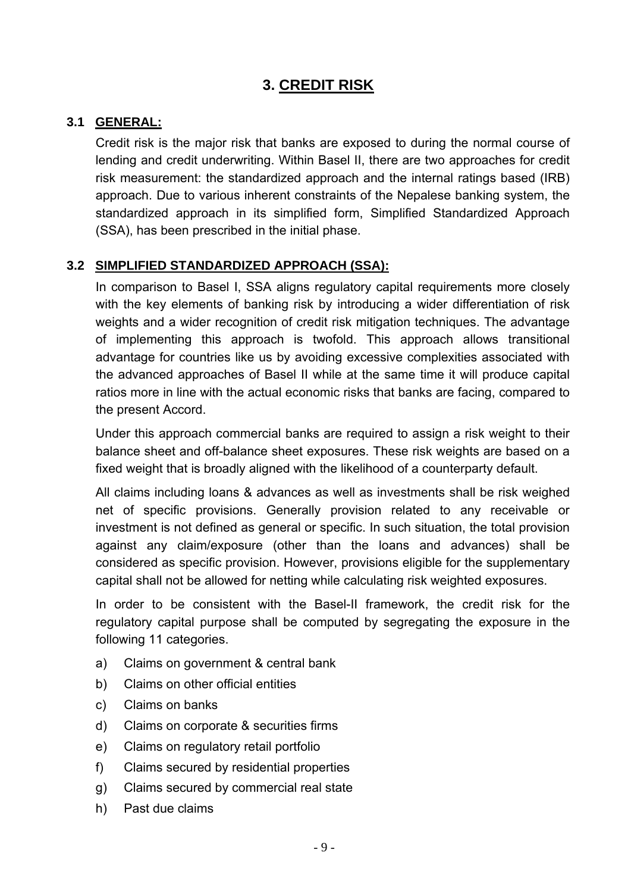# 3. CREDIT RISK

## 3.1 GENERAL:

Credit risk is the major risk that banks are exposed to during the normal course of lending and credit underwriting. Within Basel II, there are two approaches for credit risk measurement: the standardized approach and the internal ratings based (IRB) approach. Due to various inherent constraints of the Nepalese banking system, the standardized approach in its simplified form, Simplified Standardized Approach (SSA), has been prescribed in the initial phase.

## 3.2 SIMPLIFIED STANDARDIZED APPROACH (SSA):

In comparison to Basel I, SSA aligns regulatory capital requirements more closely with the key elements of banking risk by introducing a wider differentiation of risk weights and a wider recognition of credit risk mitigation techniques. The advantage of implementing this approach is twofold. This approach allows transitional advantage for countries like us by avoiding excessive complexities associated with the advanced approaches of Basel II while at the same time it will produce capital ratios more in line with the actual economic risks that banks are facing, compared to the present Accord.

Under this approach commercial banks are required to assign a risk weight to their balance sheet and off-balance sheet exposures. These risk weights are based on a fixed weight that is broadly aligned with the likelihood of a counterparty default.

All claims including loans & advances as well as investments shall be risk weighed net of specific provisions. Generally provision related to any receivable or investment is not defined as general or specific. In such situation, the total provision against any claim/exposure (other than the loans and advances) shall be considered as specific provision. However, provisions eligible for the supplementary capital shall not be allowed for netting while calculating risk weighted exposures.

In order to be consistent with the Basel-II framework, the credit risk for the regulatory capital purpose shall be computed by segregating the exposure in the following 11 categories.

a) Claims on government & central bank
b) Claims on other official entities
c) Claims on banks
d) Claims on corporate & securities firms
e) Claims on regulatory retail portfolio
f) Claims secured by residential properties
g) Claims secured by commercial real state
h) Past due claims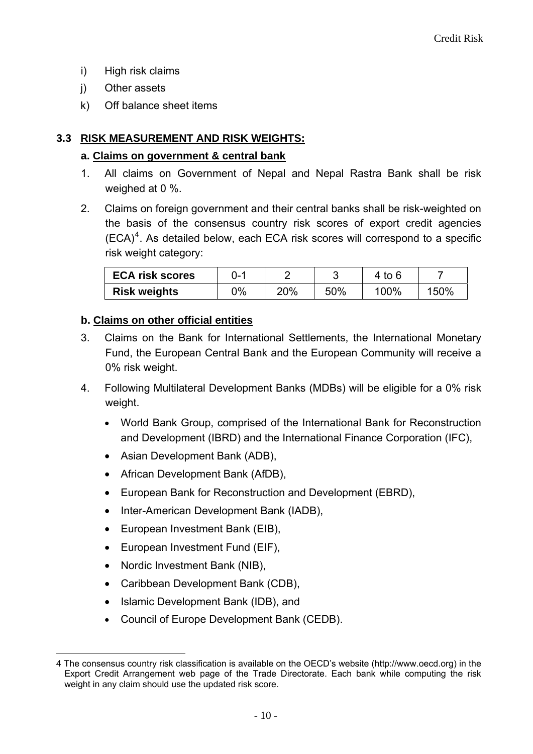i) High risk claims

j) Other assets

k) Off balance sheet items

## 3.3 RISK MEASUREMENT AND RISK WEIGHTS:

### a. Claims on government & central bank

1. All claims on Government of Nepal and Nepal Rastra Bank shall be risk weighed at 0 %.

2. Claims on foreign government and their central banks shall be risk-weighted on the basis of the consensus country risk scores of export credit agencies (ECA)[4]. As detailed below, each ECA risk scores will correspond to a specific risk weight category:

| ECA risk scores | 0-1 | 2 | 3 | 4 to 6 | 7 |
|---|---|---|---|---|---|
| Risk weights | 0% | 20% | 50% | 100% | 150% |

### b. Claims on other official entities

3. Claims on the Bank for International Settlements, the International Monetary Fund, the European Central Bank and the European Community will receive a 0% risk weight.

4. Following Multilateral Development Banks (MDBs) will be eligible for a 0% risk weight.

   - World Bank Group, comprised of the International Bank for Reconstruction and Development (IBRD) and the International Finance Corporation (IFC),
   - Asian Development Bank (ADB),
   - African Development Bank (AfDB),
   - European Bank for Reconstruction and Development (EBRD),
   - Inter-American Development Bank (IADB),
   - European Investment Bank (EIB),
   - European Investment Fund (EIF),
   - Nordic Investment Bank (NIB),
   - Caribbean Development Bank (CDB),
   - Islamic Development Bank (IDB), and
   - Council of Europe Development Bank (CEDB).

---

4 The consensus country risk classification is available on the OECD's website (http://www.oecd.org) in the Export Credit Arrangement web page of the Trade Directorate. Each bank while computing the risk weight in any claim should use the updated risk score.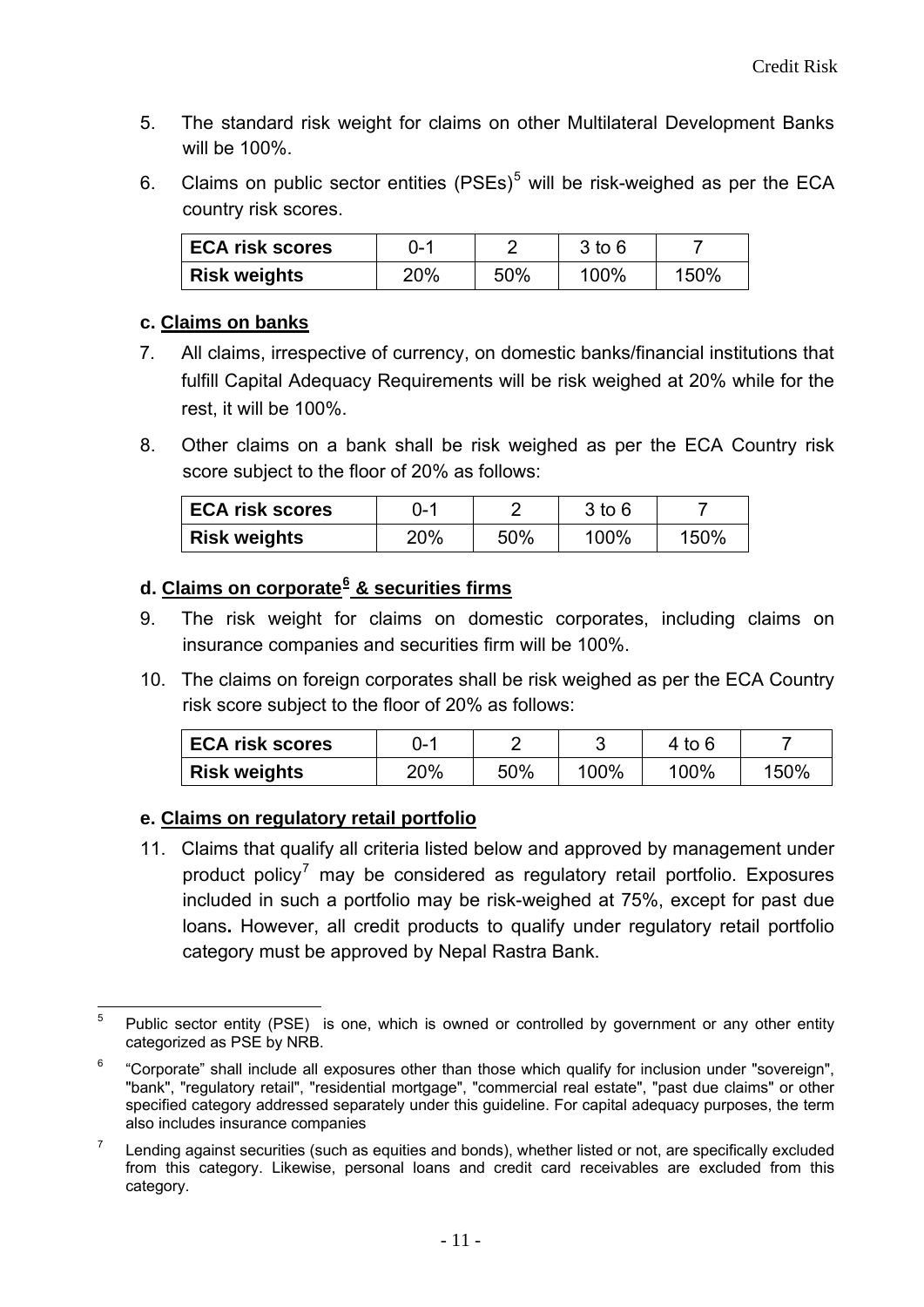5. The standard risk weight for claims on other Multilateral Development Banks will be 100%.

6. Claims on public sector entities (PSEs)[5] will be risk-weighed as per the ECA country risk scores.

| ECA risk scores | 0-1 | 2 | 3 to 6 | 7 |
|---|---|---|---|---|
| Risk weights | 20% | 50% | 100% | 150% |

### c. Claims on banks

7. All claims, irrespective of currency, on domestic banks/financial institutions that fulfill Capital Adequacy Requirements will be risk weighed at 20% while for the rest, it will be 100%.

8. Other claims on a bank shall be risk weighed as per the ECA Country risk score subject to the floor of 20% as follows:

| ECA risk scores | 0-1 | 2 | 3 to 6 | 7 |
|---|---|---|---|---|
| Risk weights | 20% | 50% | 100% | 150% |

### d. Claims on corporate[6] & securities firms

9. The risk weight for claims on domestic corporates, including claims on insurance companies and securities firm will be 100%.

10. The claims on foreign corporates shall be risk weighed as per the ECA Country risk score subject to the floor of 20% as follows:

| ECA risk scores | 0-1 | 2 | 3 | 4 to 6 | 7 |
|---|---|---|---|---|---|
| Risk weights | 20% | 50% | 100% | 100% | 150% |

### e. Claims on regulatory retail portfolio

11. Claims that qualify all criteria listed below and approved by management under product policy[7] may be considered as regulatory retail portfolio. Exposures included in such a portfolio may be risk-weighed at 75%, except for past due loans**.** However, all credit products to qualify under regulatory retail portfolio category must be approved by Nepal Rastra Bank.

---

[5] Public sector entity (PSE) is one, which is owned or controlled by government or any other entity categorized as PSE by NRB.

[6] "Corporate" shall include all exposures other than those which qualify for inclusion under "sovereign", "bank", "regulatory retail", "residential mortgage", "commercial real estate", "past due claims" or other specified category addressed separately under this guideline. For capital adequacy purposes, the term also includes insurance companies

[7] Lending against securities (such as equities and bonds), whether listed or not, are specifically excluded from this category. Likewise, personal loans and credit card receivables are excluded from this category.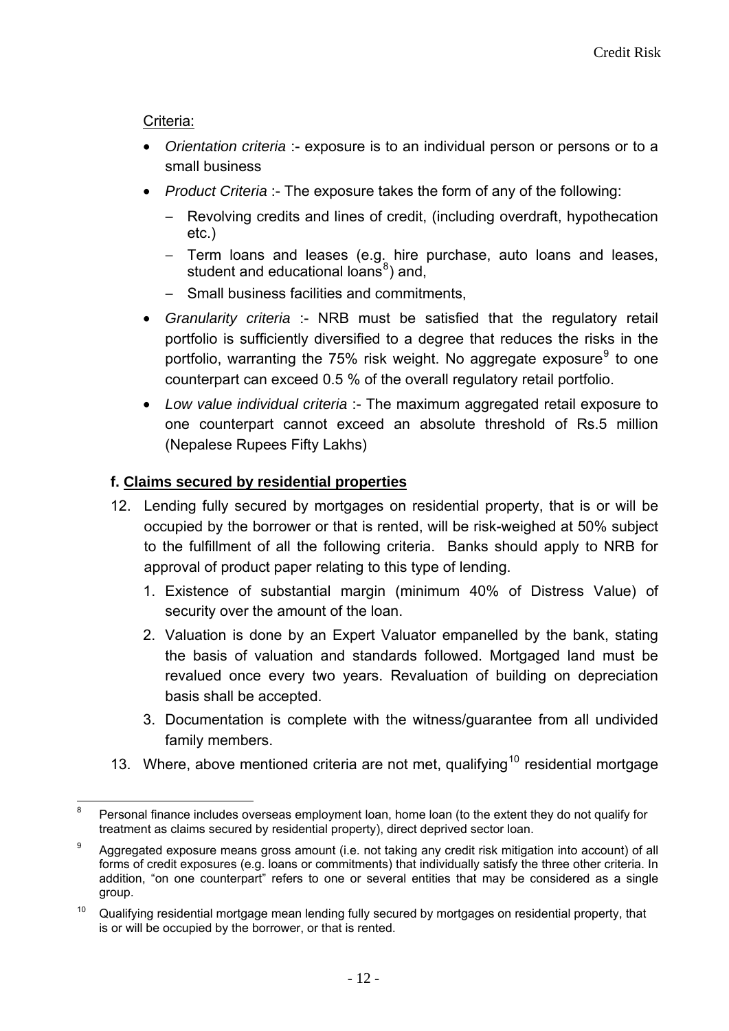Criteria:

- *Orientation criteria* :- exposure is to an individual person or persons or to a small business
- *Product Criteria* :- The exposure takes the form of any of the following:
  - Revolving credits and lines of credit, (including overdraft, hypothecation etc.)
  - Term loans and leases (e.g. hire purchase, auto loans and leases, student and educational loans[8]) and,
  - Small business facilities and commitments,
- *Granularity criteria* :- NRB must be satisfied that the regulatory retail portfolio is sufficiently diversified to a degree that reduces the risks in the portfolio, warranting the 75% risk weight. No aggregate exposure[9] to one counterpart can exceed 0.5 % of the overall regulatory retail portfolio.
- *Low value individual criteria* :- The maximum aggregated retail exposure to one counterpart cannot exceed an absolute threshold of Rs.5 million (Nepalese Rupees Fifty Lakhs)

**f. Claims secured by residential properties**

12. Lending fully secured by mortgages on residential property, that is or will be occupied by the borrower or that is rented, will be risk-weighed at 50% subject to the fulfillment of all the following criteria. Banks should apply to NRB for approval of product paper relating to this type of lending.
    1. Existence of substantial margin (minimum 40% of Distress Value) of security over the amount of the loan.
    2. Valuation is done by an Expert Valuator empanelled by the bank, stating the basis of valuation and standards followed. Mortgaged land must be revalued once every two years. Revaluation of building on depreciation basis shall be accepted.
    3. Documentation is complete with the witness/guarantee from all undivided family members.
13. Where, above mentioned criteria are not met, qualifying[10] residential mortgage

---

[8] Personal finance includes overseas employment loan, home loan (to the extent they do not qualify for treatment as claims secured by residential property), direct deprived sector loan.

[9] Aggregated exposure means gross amount (i.e. not taking any credit risk mitigation into account) of all forms of credit exposures (e.g. loans or commitments) that individually satisfy the three other criteria. In addition, "on one counterpart" refers to one or several entities that may be considered as a single group.

[10] Qualifying residential mortgage mean lending fully secured by mortgages on residential property, that is or will be occupied by the borrower, or that is rented.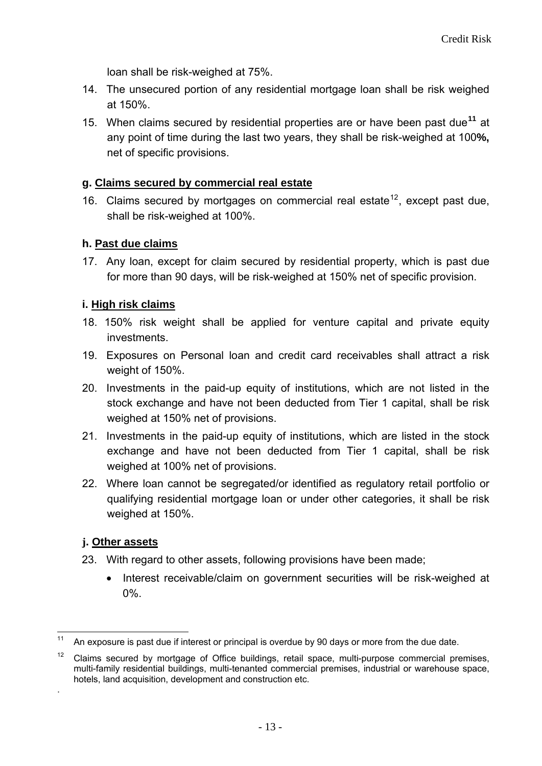loan shall be risk-weighed at 75%.

14. The unsecured portion of any residential mortgage loan shall be risk weighed at 150%.
15. When claims secured by residential properties are or have been past due[11] at any point of time during the last two years, they shall be risk-weighed at 100**%,** net of specific provisions.

### g. Claims secured by commercial real estate

16. Claims secured by mortgages on commercial real estate[12], except past due, shall be risk-weighed at 100%.

### h. Past due claims

17. Any loan, except for claim secured by residential property, which is past due for more than 90 days, will be risk-weighed at 150% net of specific provision.

### i. High risk claims

18. 150% risk weight shall be applied for venture capital and private equity investments.
19. Exposures on Personal loan and credit card receivables shall attract a risk weight of 150%.
20. Investments in the paid-up equity of institutions, which are not listed in the stock exchange and have not been deducted from Tier 1 capital, shall be risk weighed at 150% net of provisions.
21. Investments in the paid-up equity of institutions, which are listed in the stock exchange and have not been deducted from Tier 1 capital, shall be risk weighed at 100% net of provisions.
22. Where loan cannot be segregated/or identified as regulatory retail portfolio or qualifying residential mortgage loan or under other categories, it shall be risk weighed at 150%.

### j. Other assets

23. With regard to other assets, following provisions have been made;
    - Interest receivable/claim on government securities will be risk-weighed at 0%.

---

[11] An exposure is past due if interest or principal is overdue by 90 days or more from the due date.

[12] Claims secured by mortgage of Office buildings, retail space, multi-purpose commercial premises, multi-family residential buildings, multi-tenanted commercial premises, industrial or warehouse space, hotels, land acquisition, development and construction etc.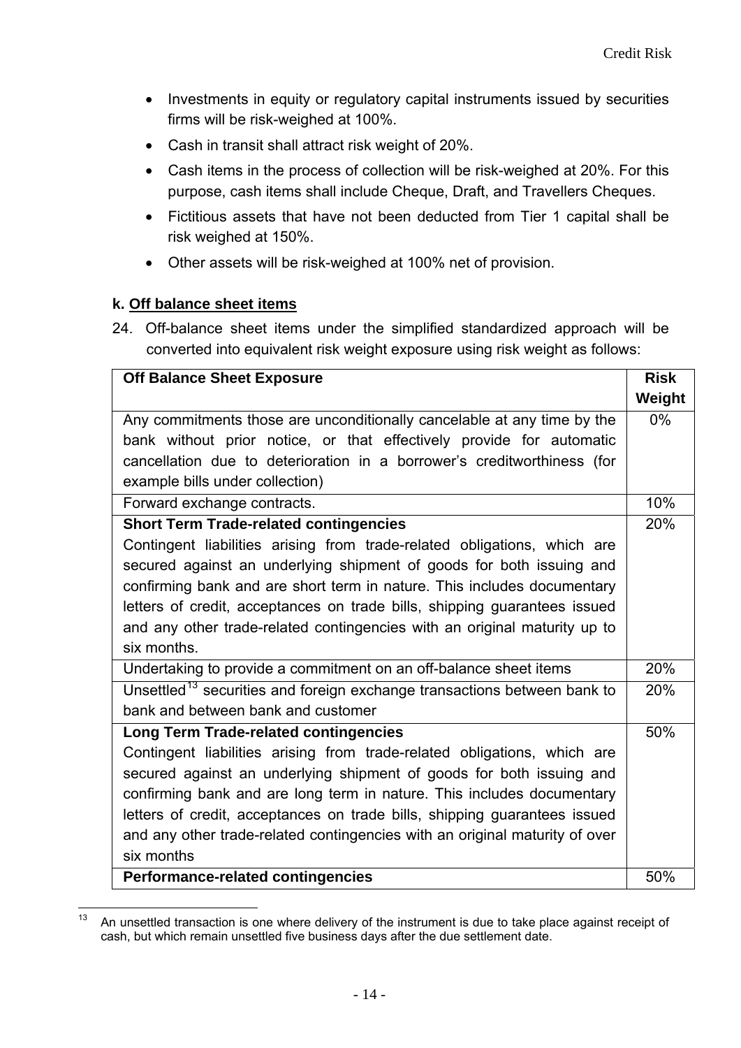- Investments in equity or regulatory capital instruments issued by securities firms will be risk-weighed at 100%.
- Cash in transit shall attract risk weight of 20%.
- Cash items in the process of collection will be risk-weighed at 20%. For this purpose, cash items shall include Cheque, Draft, and Travellers Cheques.
- Fictitious assets that have not been deducted from Tier 1 capital shall be risk weighed at 150%.
- Other assets will be risk-weighed at 100% net of provision.

#### k. Off balance sheet items

24. Off-balance sheet items under the simplified standardized approach will be converted into equivalent risk weight exposure using risk weight as follows:

| **Off Balance Sheet Exposure** | **Risk Weight** |
|---|---|
| Any commitments those are unconditionally cancelable at any time by the bank without prior notice, or that effectively provide for automatic cancellation due to deterioration in a borrower's creditworthiness (for example bills under collection) | 0% |
| Forward exchange contracts. | 10% |
| **Short Term Trade-related contingencies** Contingent liabilities arising from trade-related obligations, which are secured against an underlying shipment of goods for both issuing and confirming bank and are short term in nature. This includes documentary letters of credit, acceptances on trade bills, shipping guarantees issued and any other trade-related contingencies with an original maturity up to six months. | 20% |
| Undertaking to provide a commitment on an off-balance sheet items | 20% |
| Unsettled[13] securities and foreign exchange transactions between bank to bank and between bank and customer | 20% |
| **Long Term Trade-related contingencies** Contingent liabilities arising from trade-related obligations, which are secured against an underlying shipment of goods for both issuing and confirming bank and are long term in nature. This includes documentary letters of credit, acceptances on trade bills, shipping guarantees issued and any other trade-related contingencies with an original maturity of over six months | 50% |
| **Performance-related contingencies** | 50% |

[13] An unsettled transaction is one where delivery of the instrument is due to take place against receipt of cash, but which remain unsettled five business days after the due settlement date.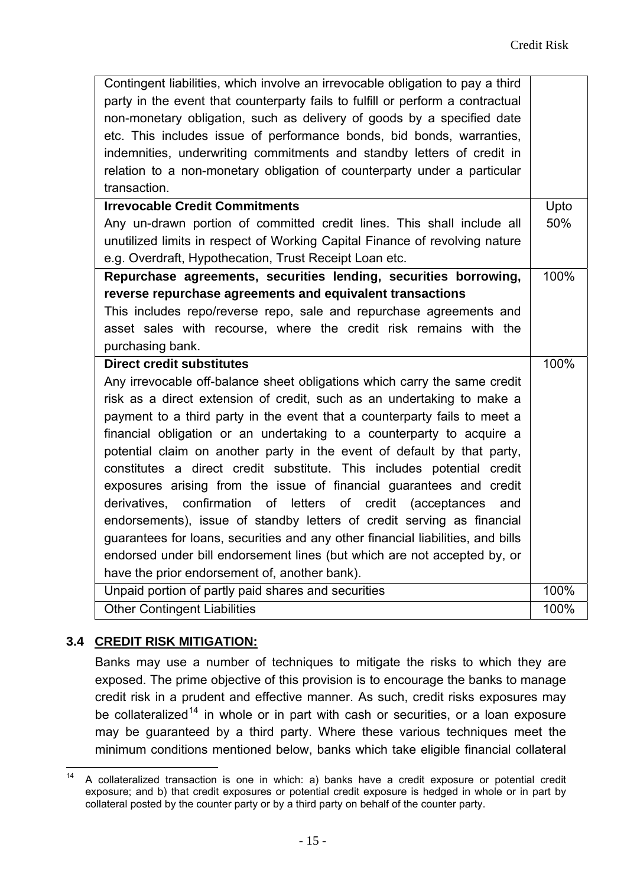| | |
|---|---|
| Contingent liabilities, which involve an irrevocable obligation to pay a third party in the event that counterparty fails to fulfill or perform a contractual non-monetary obligation, such as delivery of goods by a specified date etc. This includes issue of performance bonds, bid bonds, warranties, indemnities, underwriting commitments and standby letters of credit in relation to a non-monetary obligation of counterparty under a particular transaction. | |
| **Irrevocable Credit Commitments** Any un-drawn portion of committed credit lines. This shall include all unutilized limits in respect of Working Capital Finance of revolving nature e.g. Overdraft, Hypothecation, Trust Receipt Loan etc. | Upto 50% |
| **Repurchase agreements, securities lending, securities borrowing, reverse repurchase agreements and equivalent transactions** This includes repo/reverse repo, sale and repurchase agreements and asset sales with recourse, where the credit risk remains with the purchasing bank. | 100% |
| **Direct credit substitutes** Any irrevocable off-balance sheet obligations which carry the same credit risk as a direct extension of credit, such as an undertaking to make a payment to a third party in the event that a counterparty fails to meet a financial obligation or an undertaking to a counterparty to acquire a potential claim on another party in the event of default by that party, constitutes a direct credit substitute. This includes potential credit exposures arising from the issue of financial guarantees and credit derivatives, confirmation of letters of credit (acceptances and endorsements), issue of standby letters of credit serving as financial guarantees for loans, securities and any other financial liabilities, and bills endorsed under bill endorsement lines (but which are not accepted by, or have the prior endorsement of, another bank). | 100% |
| Unpaid portion of partly paid shares and securities | 100% |
| Other Contingent Liabilities | 100% |

## 3.4 CREDIT RISK MITIGATION:

Banks may use a number of techniques to mitigate the risks to which they are exposed. The prime objective of this provision is to encourage the banks to manage credit risk in a prudent and effective manner. As such, credit risks exposures may be collateralized[14] in whole or in part with cash or securities, or a loan exposure may be guaranteed by a third party. Where these various techniques meet the minimum conditions mentioned below, banks which take eligible financial collateral

[14] A collateralized transaction is one in which: a) banks have a credit exposure or potential credit exposure; and b) that credit exposures or potential credit exposure is hedged in whole or in part by collateral posted by the counter party or by a third party on behalf of the counter party.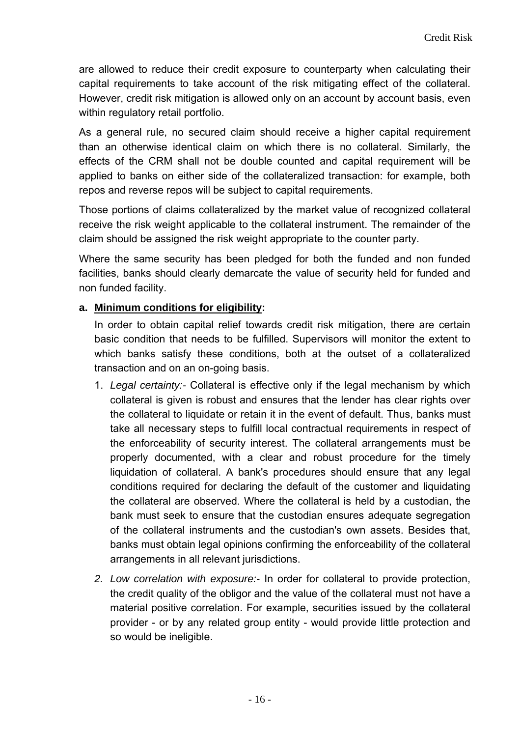are allowed to reduce their credit exposure to counterparty when calculating their capital requirements to take account of the risk mitigating effect of the collateral. However, credit risk mitigation is allowed only on an account by account basis, even within regulatory retail portfolio.

As a general rule, no secured claim should receive a higher capital requirement than an otherwise identical claim on which there is no collateral. Similarly, the effects of the CRM shall not be double counted and capital requirement will be applied to banks on either side of the collateralized transaction: for example, both repos and reverse repos will be subject to capital requirements.

Those portions of claims collateralized by the market value of recognized collateral receive the risk weight applicable to the collateral instrument. The remainder of the claim should be assigned the risk weight appropriate to the counter party.

Where the same security has been pledged for both the funded and non funded facilities, banks should clearly demarcate the value of security held for funded and non funded facility.

**a. <u>Minimum conditions for eligibility</u>:**

In order to obtain capital relief towards credit risk mitigation, there are certain basic condition that needs to be fulfilled. Supervisors will monitor the extent to which banks satisfy these conditions, both at the outset of a collateralized transaction and on an on-going basis.

1. *Legal certainty:-* Collateral is effective only if the legal mechanism by which collateral is given is robust and ensures that the lender has clear rights over the collateral to liquidate or retain it in the event of default. Thus, banks must take all necessary steps to fulfill local contractual requirements in respect of the enforceability of security interest. The collateral arrangements must be properly documented, with a clear and robust procedure for the timely liquidation of collateral. A bank's procedures should ensure that any legal conditions required for declaring the default of the customer and liquidating the collateral are observed. Where the collateral is held by a custodian, the bank must seek to ensure that the custodian ensures adequate segregation of the collateral instruments and the custodian's own assets. Besides that, banks must obtain legal opinions confirming the enforceability of the collateral arrangements in all relevant jurisdictions.

2. *Low correlation with exposure:-* In order for collateral to provide protection, the credit quality of the obligor and the value of the collateral must not have a material positive correlation. For example, securities issued by the collateral provider - or by any related group entity - would provide little protection and so would be ineligible.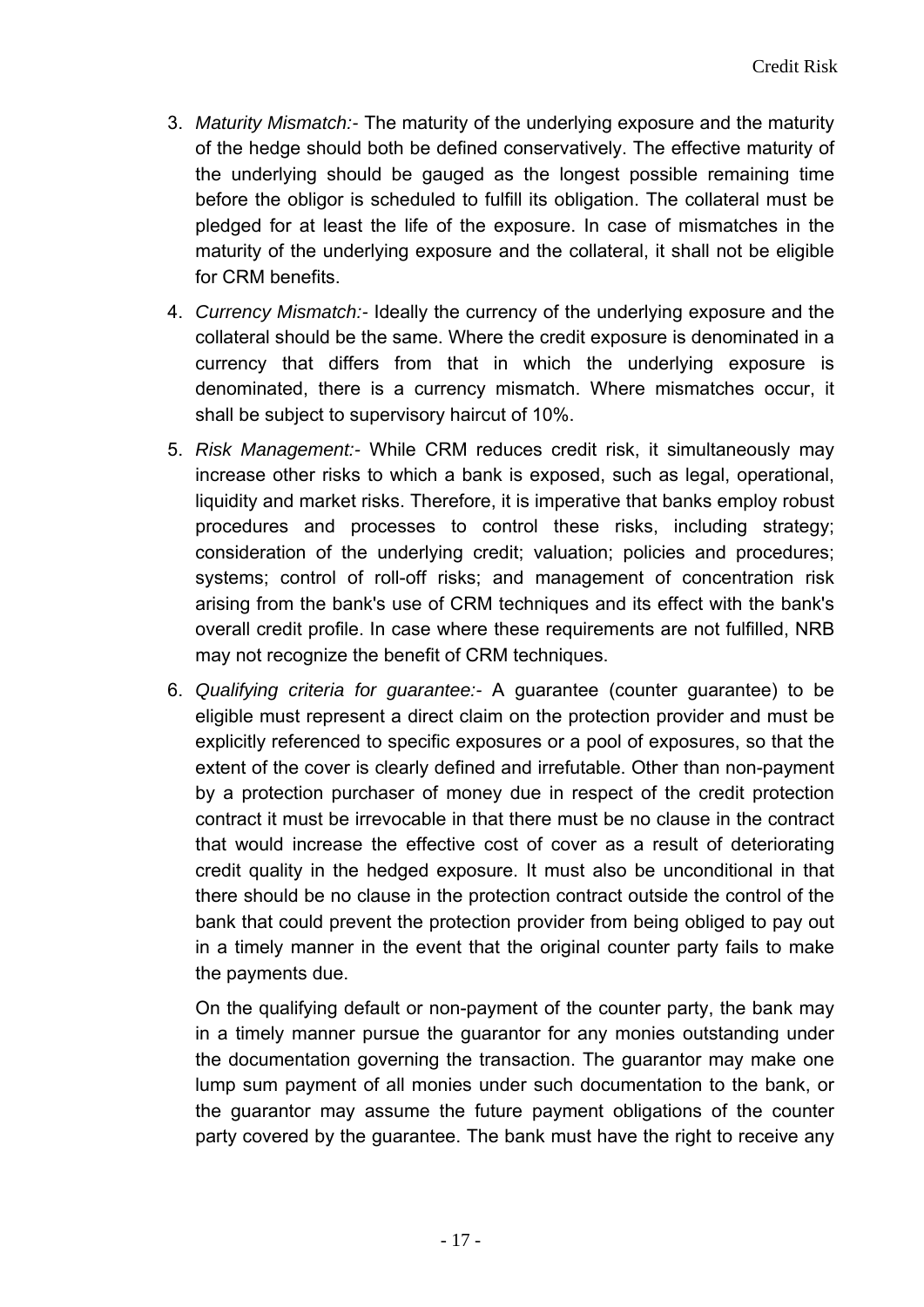3. *Maturity Mismatch:-* The maturity of the underlying exposure and the maturity of the hedge should both be defined conservatively. The effective maturity of the underlying should be gauged as the longest possible remaining time before the obligor is scheduled to fulfill its obligation. The collateral must be pledged for at least the life of the exposure. In case of mismatches in the maturity of the underlying exposure and the collateral, it shall not be eligible for CRM benefits.

4. *Currency Mismatch:-* Ideally the currency of the underlying exposure and the collateral should be the same. Where the credit exposure is denominated in a currency that differs from that in which the underlying exposure is denominated, there is a currency mismatch. Where mismatches occur, it shall be subject to supervisory haircut of 10%.

5. *Risk Management:-* While CRM reduces credit risk, it simultaneously may increase other risks to which a bank is exposed, such as legal, operational, liquidity and market risks. Therefore, it is imperative that banks employ robust procedures and processes to control these risks, including strategy; consideration of the underlying credit; valuation; policies and procedures; systems; control of roll-off risks; and management of concentration risk arising from the bank's use of CRM techniques and its effect with the bank's overall credit profile. In case where these requirements are not fulfilled, NRB may not recognize the benefit of CRM techniques.

6. *Qualifying criteria for guarantee:-* A guarantee (counter guarantee) to be eligible must represent a direct claim on the protection provider and must be explicitly referenced to specific exposures or a pool of exposures, so that the extent of the cover is clearly defined and irrefutable. Other than non-payment by a protection purchaser of money due in respect of the credit protection contract it must be irrevocable in that there must be no clause in the contract that would increase the effective cost of cover as a result of deteriorating credit quality in the hedged exposure. It must also be unconditional in that there should be no clause in the protection contract outside the control of the bank that could prevent the protection provider from being obliged to pay out in a timely manner in the event that the original counter party fails to make the payments due.

   On the qualifying default or non-payment of the counter party, the bank may in a timely manner pursue the guarantor for any monies outstanding under the documentation governing the transaction. The guarantor may make one lump sum payment of all monies under such documentation to the bank, or the guarantor may assume the future payment obligations of the counter party covered by the guarantee. The bank must have the right to receive any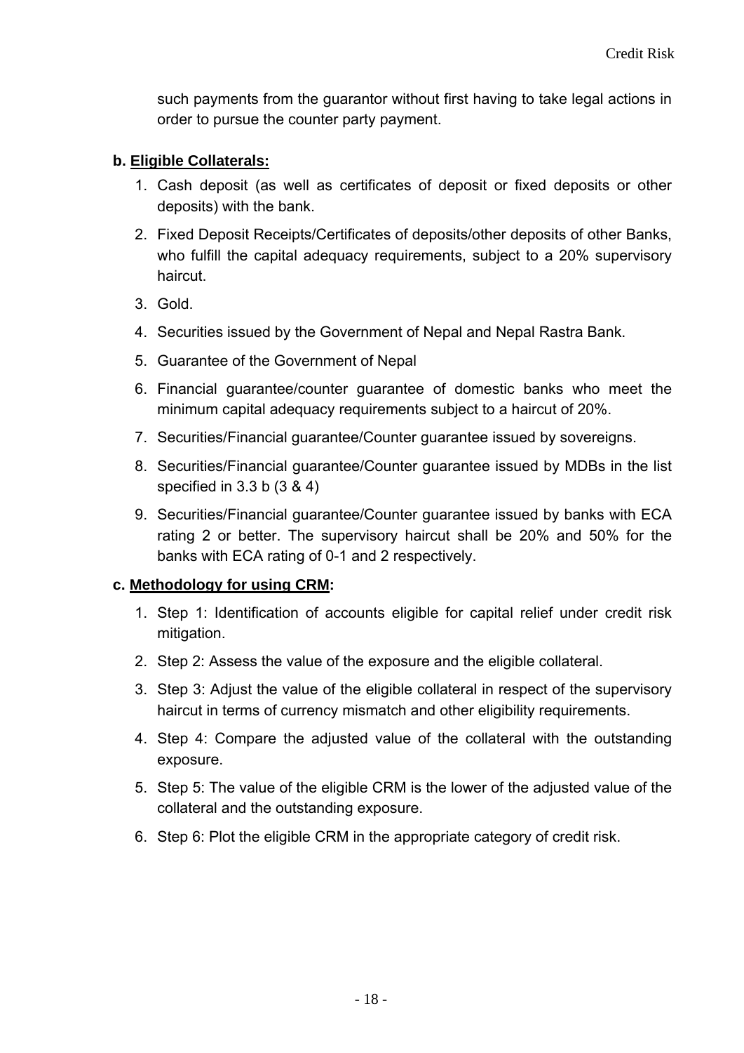such payments from the guarantor without first having to take legal actions in order to pursue the counter party payment.

**b. Eligible Collaterals:**

1. Cash deposit (as well as certificates of deposit or fixed deposits or other deposits) with the bank.
2. Fixed Deposit Receipts/Certificates of deposits/other deposits of other Banks, who fulfill the capital adequacy requirements, subject to a 20% supervisory haircut.
3. Gold.
4. Securities issued by the Government of Nepal and Nepal Rastra Bank.
5. Guarantee of the Government of Nepal
6. Financial guarantee/counter guarantee of domestic banks who meet the minimum capital adequacy requirements subject to a haircut of 20%.
7. Securities/Financial guarantee/Counter guarantee issued by sovereigns.
8. Securities/Financial guarantee/Counter guarantee issued by MDBs in the list specified in 3.3 b (3 & 4)
9. Securities/Financial guarantee/Counter guarantee issued by banks with ECA rating 2 or better. The supervisory haircut shall be 20% and 50% for the banks with ECA rating of 0-1 and 2 respectively.

**c. Methodology for using CRM:**

1. Step 1: Identification of accounts eligible for capital relief under credit risk mitigation.
2. Step 2: Assess the value of the exposure and the eligible collateral.
3. Step 3: Adjust the value of the eligible collateral in respect of the supervisory haircut in terms of currency mismatch and other eligibility requirements.
4. Step 4: Compare the adjusted value of the collateral with the outstanding exposure.
5. Step 5: The value of the eligible CRM is the lower of the adjusted value of the collateral and the outstanding exposure.
6. Step 6: Plot the eligible CRM in the appropriate category of credit risk.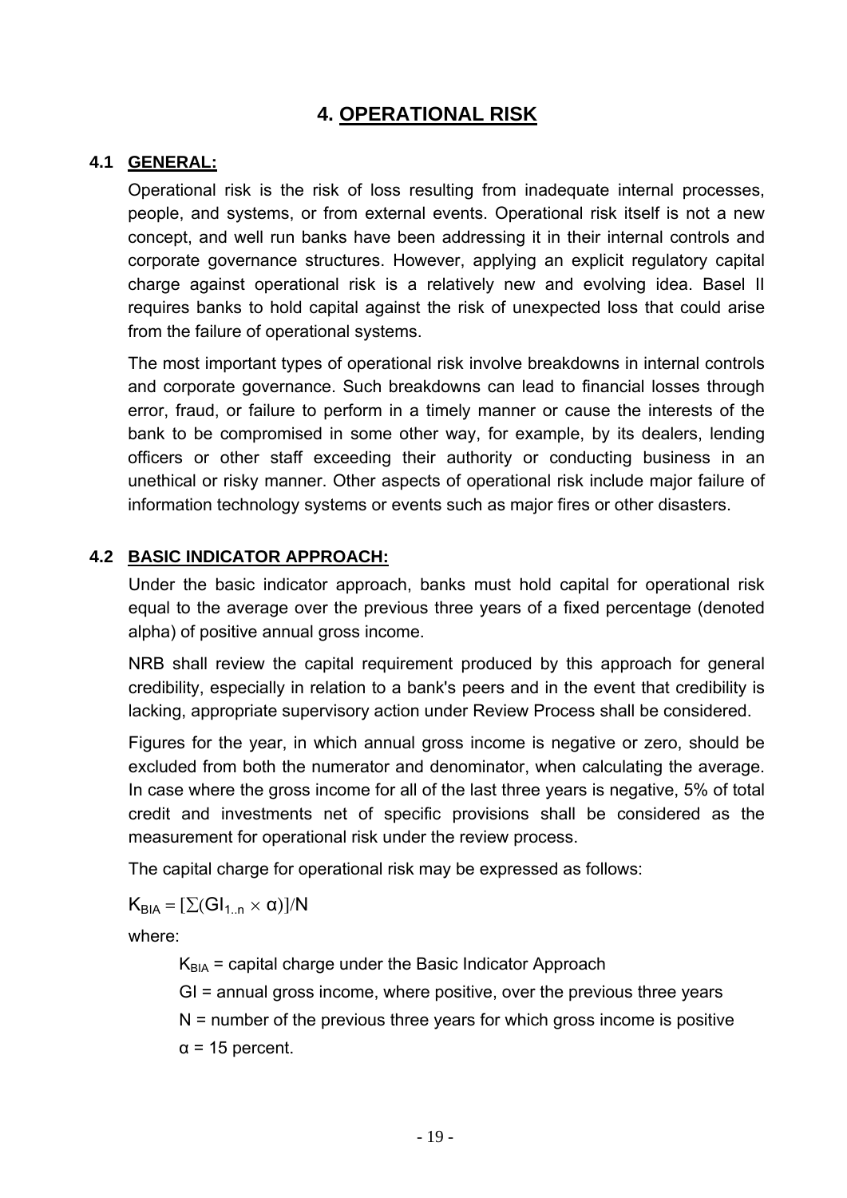# 4. OPERATIONAL RISK

## 4.1 GENERAL:

Operational risk is the risk of loss resulting from inadequate internal processes, people, and systems, or from external events. Operational risk itself is not a new concept, and well run banks have been addressing it in their internal controls and corporate governance structures. However, applying an explicit regulatory capital charge against operational risk is a relatively new and evolving idea. Basel II requires banks to hold capital against the risk of unexpected loss that could arise from the failure of operational systems.

The most important types of operational risk involve breakdowns in internal controls and corporate governance. Such breakdowns can lead to financial losses through error, fraud, or failure to perform in a timely manner or cause the interests of the bank to be compromised in some other way, for example, by its dealers, lending officers or other staff exceeding their authority or conducting business in an unethical or risky manner. Other aspects of operational risk include major failure of information technology systems or events such as major fires or other disasters.

## 4.2 BASIC INDICATOR APPROACH:

Under the basic indicator approach, banks must hold capital for operational risk equal to the average over the previous three years of a fixed percentage (denoted alpha) of positive annual gross income.

NRB shall review the capital requirement produced by this approach for general credibility, especially in relation to a bank's peers and in the event that credibility is lacking, appropriate supervisory action under Review Process shall be considered.

Figures for the year, in which annual gross income is negative or zero, should be excluded from both the numerator and denominator, when calculating the average. In case where the gross income for all of the last three years is negative, 5% of total credit and investments net of specific provisions shall be considered as the measurement for operational risk under the review process.

The capital charge for operational risk may be expressed as follows:

$$K_{BIA} = [\sum(GI_{1..n} \times \alpha)]/N$$

where:

$K_{BIA}$ = capital charge under the Basic Indicator Approach

GI = annual gross income, where positive, over the previous three years

N = number of the previous three years for which gross income is positive

$\alpha$ = 15 percent.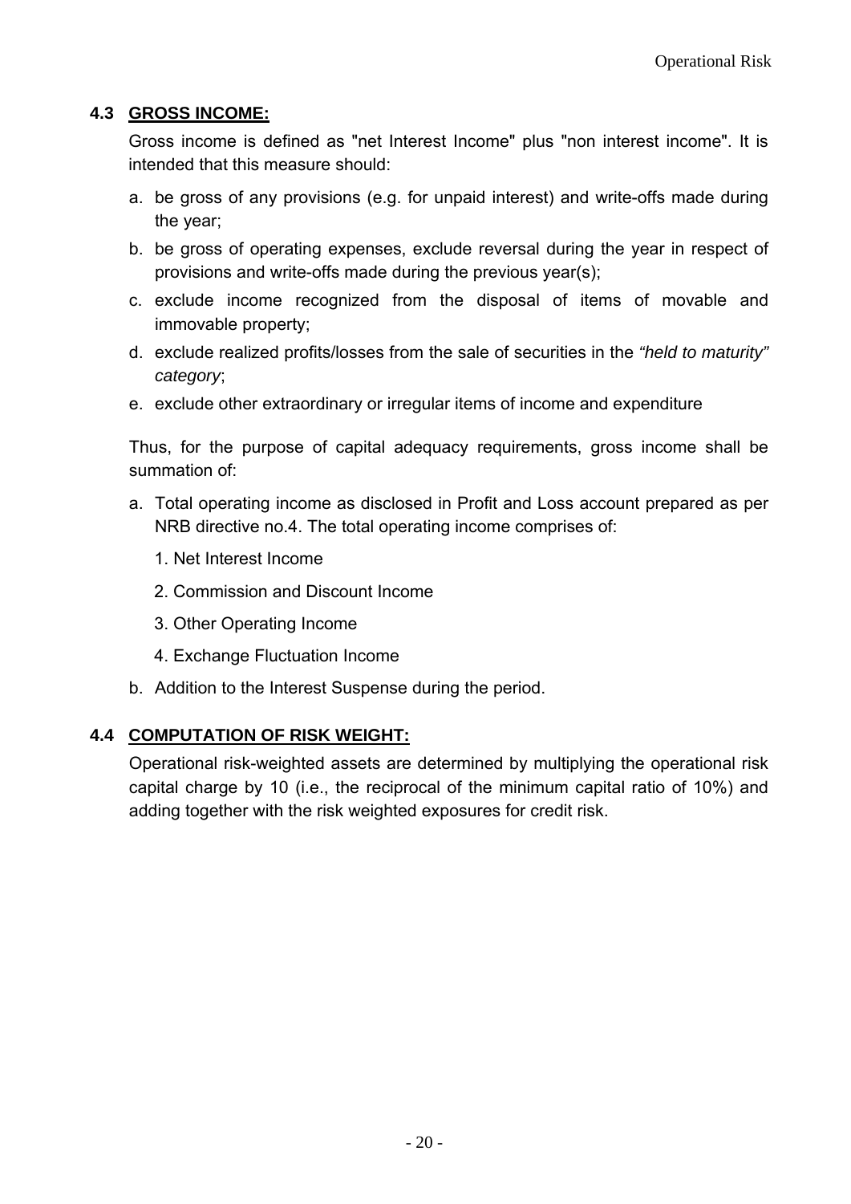## 4.3 GROSS INCOME:

Gross income is defined as "net Interest Income" plus "non interest income". It is intended that this measure should:

a. be gross of any provisions (e.g. for unpaid interest) and write-offs made during the year;
b. be gross of operating expenses, exclude reversal during the year in respect of provisions and write-offs made during the previous year(s);
c. exclude income recognized from the disposal of items of movable and immovable property;
d. exclude realized profits/losses from the sale of securities in the *"held to maturity" category*;
e. exclude other extraordinary or irregular items of income and expenditure

Thus, for the purpose of capital adequacy requirements, gross income shall be summation of:

a. Total operating income as disclosed in Profit and Loss account prepared as per NRB directive no.4. The total operating income comprises of:
   1. Net Interest Income
   2. Commission and Discount Income
   3. Other Operating Income
   4. Exchange Fluctuation Income
b. Addition to the Interest Suspense during the period.

## 4.4 COMPUTATION OF RISK WEIGHT:

Operational risk-weighted assets are determined by multiplying the operational risk capital charge by 10 (i.e., the reciprocal of the minimum capital ratio of 10%) and adding together with the risk weighted exposures for credit risk.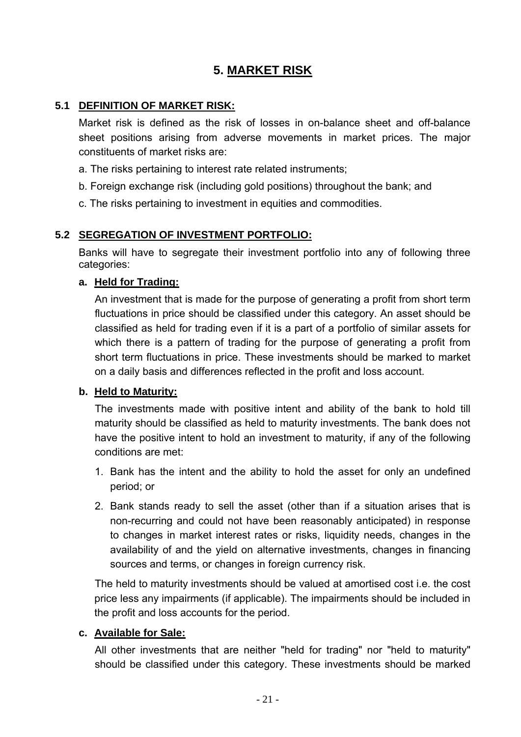# 5. MARKET RISK

## 5.1 DEFINITION OF MARKET RISK:

Market risk is defined as the risk of losses in on-balance sheet and off-balance sheet positions arising from adverse movements in market prices. The major constituents of market risks are:

a. The risks pertaining to interest rate related instruments;

b. Foreign exchange risk (including gold positions) throughout the bank; and

c. The risks pertaining to investment in equities and commodities.

## 5.2 SEGREGATION OF INVESTMENT PORTFOLIO:

Banks will have to segregate their investment portfolio into any of following three categories:

### a. Held for Trading:

An investment that is made for the purpose of generating a profit from short term fluctuations in price should be classified under this category. An asset should be classified as held for trading even if it is a part of a portfolio of similar assets for which there is a pattern of trading for the purpose of generating a profit from short term fluctuations in price. These investments should be marked to market on a daily basis and differences reflected in the profit and loss account.

### b. Held to Maturity:

The investments made with positive intent and ability of the bank to hold till maturity should be classified as held to maturity investments. The bank does not have the positive intent to hold an investment to maturity, if any of the following conditions are met:

1. Bank has the intent and the ability to hold the asset for only an undefined period; or
2. Bank stands ready to sell the asset (other than if a situation arises that is non-recurring and could not have been reasonably anticipated) in response to changes in market interest rates or risks, liquidity needs, changes in the availability of and the yield on alternative investments, changes in financing sources and terms, or changes in foreign currency risk.

The held to maturity investments should be valued at amortised cost i.e. the cost price less any impairments (if applicable). The impairments should be included in the profit and loss accounts for the period.

### c. Available for Sale:

All other investments that are neither "held for trading" nor "held to maturity" should be classified under this category. These investments should be marked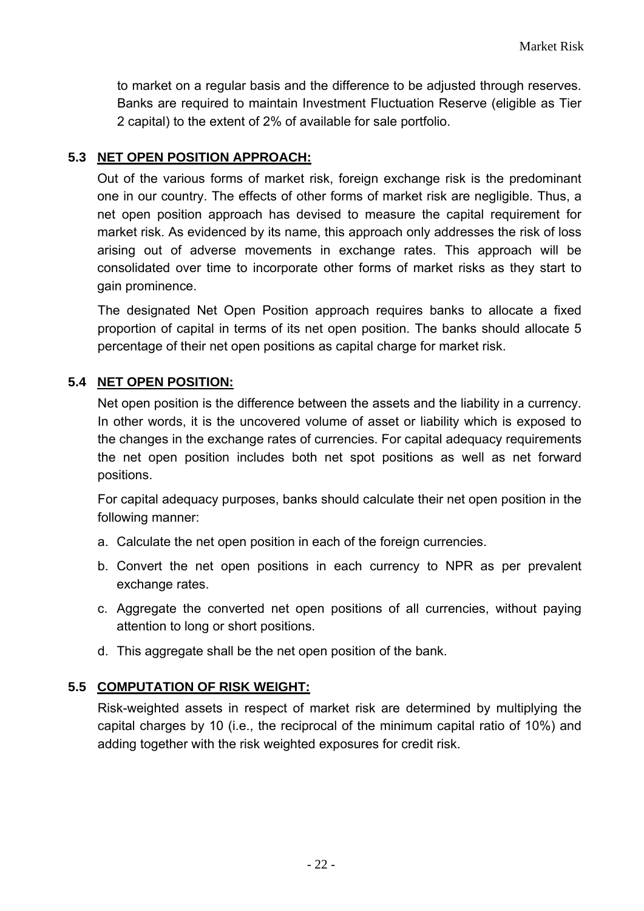to market on a regular basis and the difference to be adjusted through reserves. Banks are required to maintain Investment Fluctuation Reserve (eligible as Tier 2 capital) to the extent of 2% of available for sale portfolio.

### 5.3 NET OPEN POSITION APPROACH:

Out of the various forms of market risk, foreign exchange risk is the predominant one in our country. The effects of other forms of market risk are negligible. Thus, a net open position approach has devised to measure the capital requirement for market risk. As evidenced by its name, this approach only addresses the risk of loss arising out of adverse movements in exchange rates. This approach will be consolidated over time to incorporate other forms of market risks as they start to gain prominence.

The designated Net Open Position approach requires banks to allocate a fixed proportion of capital in terms of its net open position. The banks should allocate 5 percentage of their net open positions as capital charge for market risk.

### 5.4 NET OPEN POSITION:

Net open position is the difference between the assets and the liability in a currency. In other words, it is the uncovered volume of asset or liability which is exposed to the changes in the exchange rates of currencies. For capital adequacy requirements the net open position includes both net spot positions as well as net forward positions.

For capital adequacy purposes, banks should calculate their net open position in the following manner:

a. Calculate the net open position in each of the foreign currencies.
b. Convert the net open positions in each currency to NPR as per prevalent exchange rates.
c. Aggregate the converted net open positions of all currencies, without paying attention to long or short positions.
d. This aggregate shall be the net open position of the bank.

### 5.5 COMPUTATION OF RISK WEIGHT:

Risk-weighted assets in respect of market risk are determined by multiplying the capital charges by 10 (i.e., the reciprocal of the minimum capital ratio of 10%) and adding together with the risk weighted exposures for credit risk.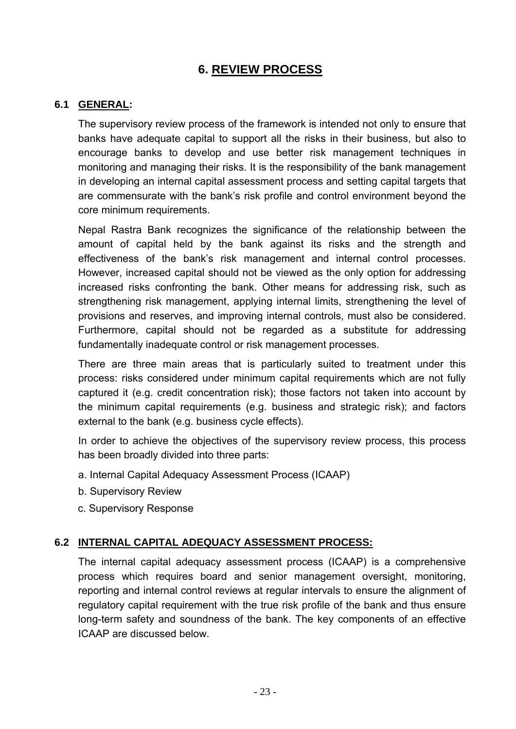# 6. REVIEW PROCESS

## 6.1 GENERAL:

The supervisory review process of the framework is intended not only to ensure that banks have adequate capital to support all the risks in their business, but also to encourage banks to develop and use better risk management techniques in monitoring and managing their risks. It is the responsibility of the bank management in developing an internal capital assessment process and setting capital targets that are commensurate with the bank's risk profile and control environment beyond the core minimum requirements.

Nepal Rastra Bank recognizes the significance of the relationship between the amount of capital held by the bank against its risks and the strength and effectiveness of the bank's risk management and internal control processes. However, increased capital should not be viewed as the only option for addressing increased risks confronting the bank. Other means for addressing risk, such as strengthening risk management, applying internal limits, strengthening the level of provisions and reserves, and improving internal controls, must also be considered. Furthermore, capital should not be regarded as a substitute for addressing fundamentally inadequate control or risk management processes.

There are three main areas that is particularly suited to treatment under this process: risks considered under minimum capital requirements which are not fully captured it (e.g. credit concentration risk); those factors not taken into account by the minimum capital requirements (e.g. business and strategic risk); and factors external to the bank (e.g. business cycle effects).

In order to achieve the objectives of the supervisory review process, this process has been broadly divided into three parts:

a. Internal Capital Adequacy Assessment Process (ICAAP)

b. Supervisory Review

c. Supervisory Response

## 6.2 INTERNAL CAPITAL ADEQUACY ASSESSMENT PROCESS:

The internal capital adequacy assessment process (ICAAP) is a comprehensive process which requires board and senior management oversight, monitoring, reporting and internal control reviews at regular intervals to ensure the alignment of regulatory capital requirement with the true risk profile of the bank and thus ensure long-term safety and soundness of the bank. The key components of an effective ICAAP are discussed below.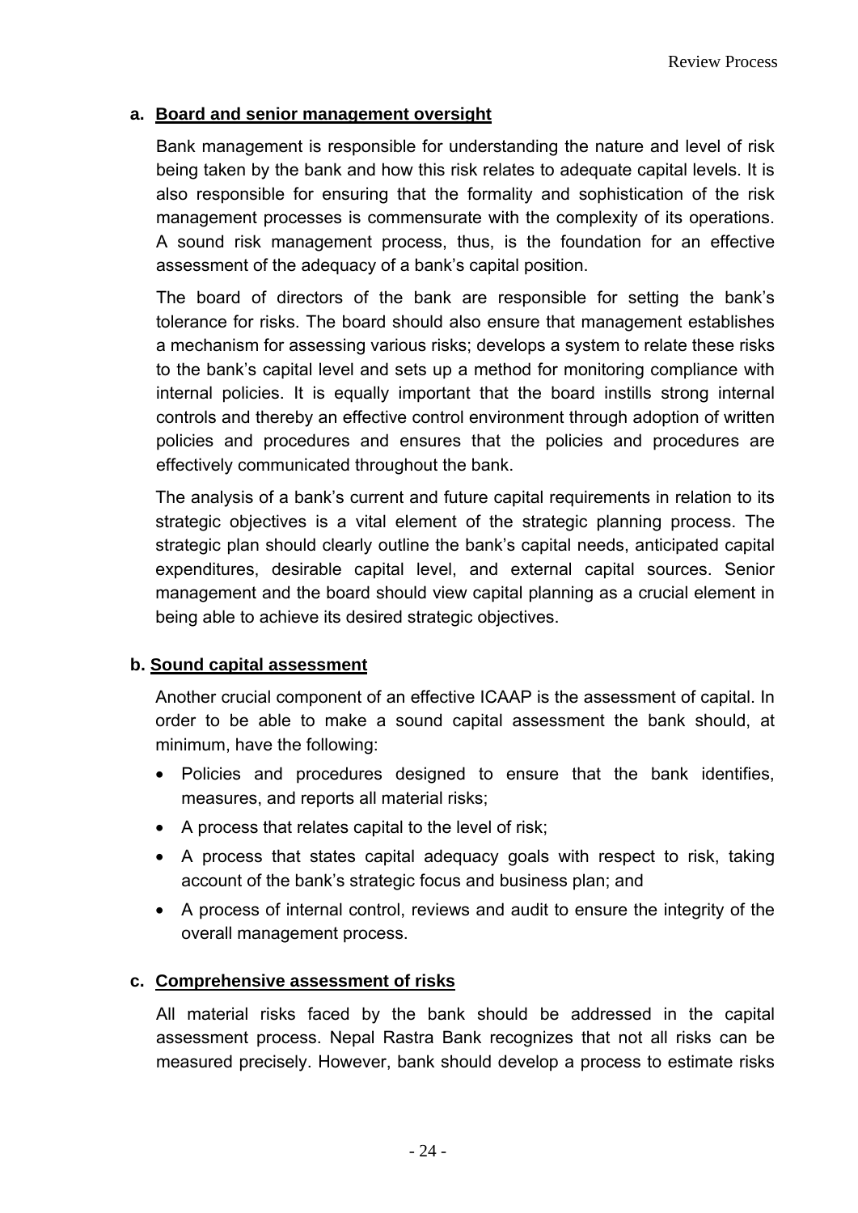**a. Board and senior management oversight**

Bank management is responsible for understanding the nature and level of risk being taken by the bank and how this risk relates to adequate capital levels. It is also responsible for ensuring that the formality and sophistication of the risk management processes is commensurate with the complexity of its operations. A sound risk management process, thus, is the foundation for an effective assessment of the adequacy of a bank's capital position.

The board of directors of the bank are responsible for setting the bank's tolerance for risks. The board should also ensure that management establishes a mechanism for assessing various risks; develops a system to relate these risks to the bank's capital level and sets up a method for monitoring compliance with internal policies. It is equally important that the board instills strong internal controls and thereby an effective control environment through adoption of written policies and procedures and ensures that the policies and procedures are effectively communicated throughout the bank.

The analysis of a bank's current and future capital requirements in relation to its strategic objectives is a vital element of the strategic planning process. The strategic plan should clearly outline the bank's capital needs, anticipated capital expenditures, desirable capital level, and external capital sources. Senior management and the board should view capital planning as a crucial element in being able to achieve its desired strategic objectives.

**b. Sound capital assessment**

Another crucial component of an effective ICAAP is the assessment of capital. In order to be able to make a sound capital assessment the bank should, at minimum, have the following:

- Policies and procedures designed to ensure that the bank identifies, measures, and reports all material risks;
- A process that relates capital to the level of risk;
- A process that states capital adequacy goals with respect to risk, taking account of the bank's strategic focus and business plan; and
- A process of internal control, reviews and audit to ensure the integrity of the overall management process.

**c. Comprehensive assessment of risks**

All material risks faced by the bank should be addressed in the capital assessment process. Nepal Rastra Bank recognizes that not all risks can be measured precisely. However, bank should develop a process to estimate risks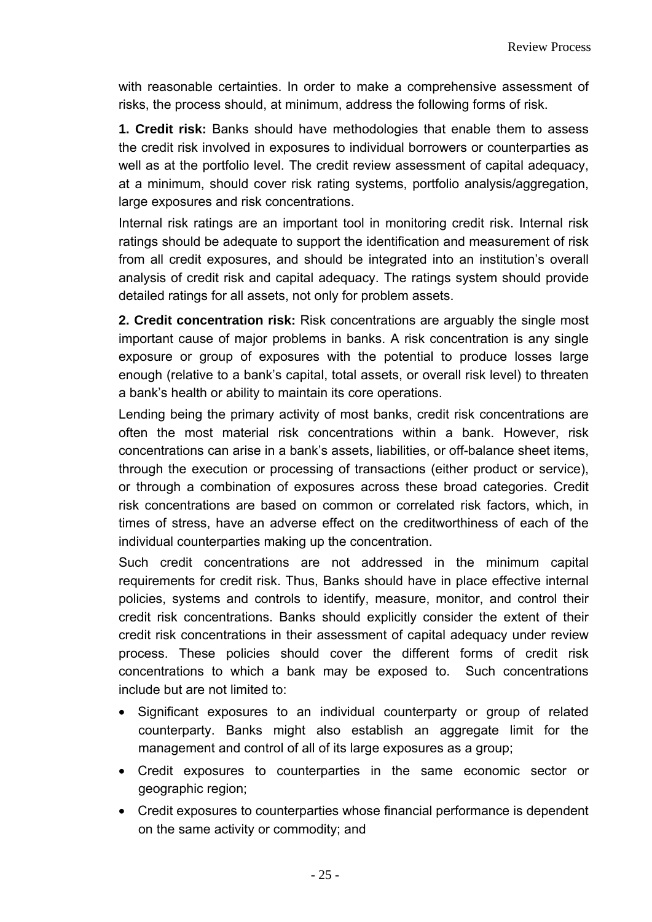with reasonable certainties. In order to make a comprehensive assessment of risks, the process should, at minimum, address the following forms of risk.

**1. Credit risk:** Banks should have methodologies that enable them to assess the credit risk involved in exposures to individual borrowers or counterparties as well as at the portfolio level. The credit review assessment of capital adequacy, at a minimum, should cover risk rating systems, portfolio analysis/aggregation, large exposures and risk concentrations.

Internal risk ratings are an important tool in monitoring credit risk. Internal risk ratings should be adequate to support the identification and measurement of risk from all credit exposures, and should be integrated into an institution's overall analysis of credit risk and capital adequacy. The ratings system should provide detailed ratings for all assets, not only for problem assets.

**2. Credit concentration risk:** Risk concentrations are arguably the single most important cause of major problems in banks. A risk concentration is any single exposure or group of exposures with the potential to produce losses large enough (relative to a bank's capital, total assets, or overall risk level) to threaten a bank's health or ability to maintain its core operations.

Lending being the primary activity of most banks, credit risk concentrations are often the most material risk concentrations within a bank. However, risk concentrations can arise in a bank's assets, liabilities, or off-balance sheet items, through the execution or processing of transactions (either product or service), or through a combination of exposures across these broad categories. Credit risk concentrations are based on common or correlated risk factors, which, in times of stress, have an adverse effect on the creditworthiness of each of the individual counterparties making up the concentration.

Such credit concentrations are not addressed in the minimum capital requirements for credit risk. Thus, Banks should have in place effective internal policies, systems and controls to identify, measure, monitor, and control their credit risk concentrations. Banks should explicitly consider the extent of their credit risk concentrations in their assessment of capital adequacy under review process. These policies should cover the different forms of credit risk concentrations to which a bank may be exposed to. Such concentrations include but are not limited to:

- Significant exposures to an individual counterparty or group of related counterparty. Banks might also establish an aggregate limit for the management and control of all of its large exposures as a group;
- Credit exposures to counterparties in the same economic sector or geographic region;
- Credit exposures to counterparties whose financial performance is dependent on the same activity or commodity; and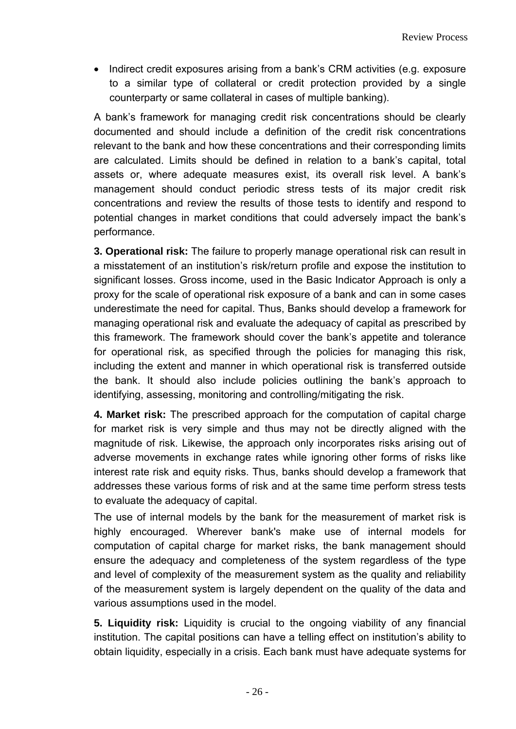- Indirect credit exposures arising from a bank's CRM activities (e.g. exposure to a similar type of collateral or credit protection provided by a single counterparty or same collateral in cases of multiple banking).

A bank's framework for managing credit risk concentrations should be clearly documented and should include a definition of the credit risk concentrations relevant to the bank and how these concentrations and their corresponding limits are calculated. Limits should be defined in relation to a bank's capital, total assets or, where adequate measures exist, its overall risk level. A bank's management should conduct periodic stress tests of its major credit risk concentrations and review the results of those tests to identify and respond to potential changes in market conditions that could adversely impact the bank's performance.

**3. Operational risk:** The failure to properly manage operational risk can result in a misstatement of an institution's risk/return profile and expose the institution to significant losses. Gross income, used in the Basic Indicator Approach is only a proxy for the scale of operational risk exposure of a bank and can in some cases underestimate the need for capital. Thus, Banks should develop a framework for managing operational risk and evaluate the adequacy of capital as prescribed by this framework. The framework should cover the bank's appetite and tolerance for operational risk, as specified through the policies for managing this risk, including the extent and manner in which operational risk is transferred outside the bank. It should also include policies outlining the bank's approach to identifying, assessing, monitoring and controlling/mitigating the risk.

**4. Market risk:** The prescribed approach for the computation of capital charge for market risk is very simple and thus may not be directly aligned with the magnitude of risk. Likewise, the approach only incorporates risks arising out of adverse movements in exchange rates while ignoring other forms of risks like interest rate risk and equity risks. Thus, banks should develop a framework that addresses these various forms of risk and at the same time perform stress tests to evaluate the adequacy of capital.

The use of internal models by the bank for the measurement of market risk is highly encouraged. Wherever bank's make use of internal models for computation of capital charge for market risks, the bank management should ensure the adequacy and completeness of the system regardless of the type and level of complexity of the measurement system as the quality and reliability of the measurement system is largely dependent on the quality of the data and various assumptions used in the model.

**5. Liquidity risk:** Liquidity is crucial to the ongoing viability of any financial institution. The capital positions can have a telling effect on institution's ability to obtain liquidity, especially in a crisis. Each bank must have adequate systems for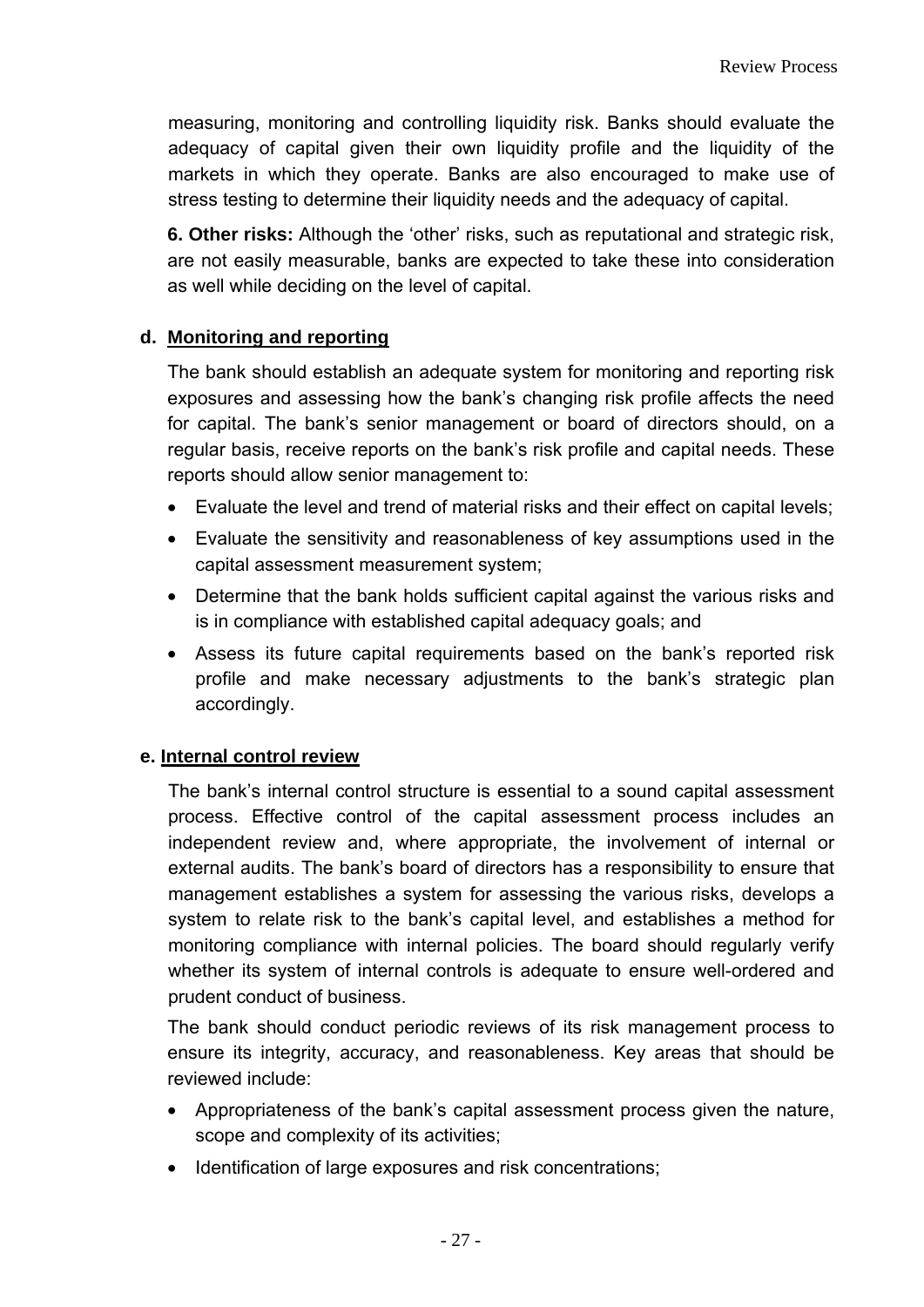measuring, monitoring and controlling liquidity risk. Banks should evaluate the adequacy of capital given their own liquidity profile and the liquidity of the markets in which they operate. Banks are also encouraged to make use of stress testing to determine their liquidity needs and the adequacy of capital.

**6. Other risks:** Although the 'other' risks, such as reputational and strategic risk, are not easily measurable, banks are expected to take these into consideration as well while deciding on the level of capital.

**d. Monitoring and reporting**

The bank should establish an adequate system for monitoring and reporting risk exposures and assessing how the bank's changing risk profile affects the need for capital. The bank's senior management or board of directors should, on a regular basis, receive reports on the bank's risk profile and capital needs. These reports should allow senior management to:

- Evaluate the level and trend of material risks and their effect on capital levels;
- Evaluate the sensitivity and reasonableness of key assumptions used in the capital assessment measurement system;
- Determine that the bank holds sufficient capital against the various risks and is in compliance with established capital adequacy goals; and
- Assess its future capital requirements based on the bank's reported risk profile and make necessary adjustments to the bank's strategic plan accordingly.

**e. Internal control review**

The bank's internal control structure is essential to a sound capital assessment process. Effective control of the capital assessment process includes an independent review and, where appropriate, the involvement of internal or external audits. The bank's board of directors has a responsibility to ensure that management establishes a system for assessing the various risks, develops a system to relate risk to the bank's capital level, and establishes a method for monitoring compliance with internal policies. The board should regularly verify whether its system of internal controls is adequate to ensure well-ordered and prudent conduct of business.

The bank should conduct periodic reviews of its risk management process to ensure its integrity, accuracy, and reasonableness. Key areas that should be reviewed include:

- Appropriateness of the bank's capital assessment process given the nature, scope and complexity of its activities;
- Identification of large exposures and risk concentrations;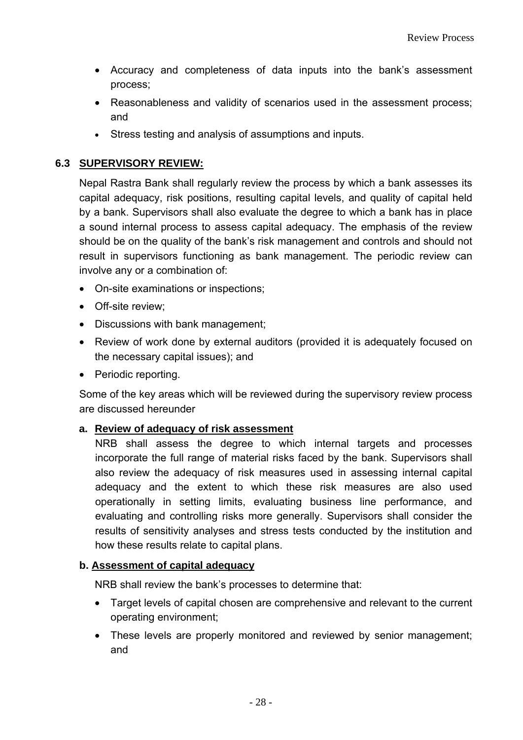- Accuracy and completeness of data inputs into the bank's assessment process;
- Reasonableness and validity of scenarios used in the assessment process; and
- Stress testing and analysis of assumptions and inputs.

## 6.3 SUPERVISORY REVIEW:

Nepal Rastra Bank shall regularly review the process by which a bank assesses its capital adequacy, risk positions, resulting capital levels, and quality of capital held by a bank. Supervisors shall also evaluate the degree to which a bank has in place a sound internal process to assess capital adequacy. The emphasis of the review should be on the quality of the bank's risk management and controls and should not result in supervisors functioning as bank management. The periodic review can involve any or a combination of:

- On-site examinations or inspections;
- Off-site review;
- Discussions with bank management;
- Review of work done by external auditors (provided it is adequately focused on the necessary capital issues); and
- Periodic reporting.

Some of the key areas which will be reviewed during the supervisory review process are discussed hereunder

### a. Review of adequacy of risk assessment

NRB shall assess the degree to which internal targets and processes incorporate the full range of material risks faced by the bank. Supervisors shall also review the adequacy of risk measures used in assessing internal capital adequacy and the extent to which these risk measures are also used operationally in setting limits, evaluating business line performance, and evaluating and controlling risks more generally. Supervisors shall consider the results of sensitivity analyses and stress tests conducted by the institution and how these results relate to capital plans.

### b. Assessment of capital adequacy

NRB shall review the bank's processes to determine that:

- Target levels of capital chosen are comprehensive and relevant to the current operating environment;
- These levels are properly monitored and reviewed by senior management; and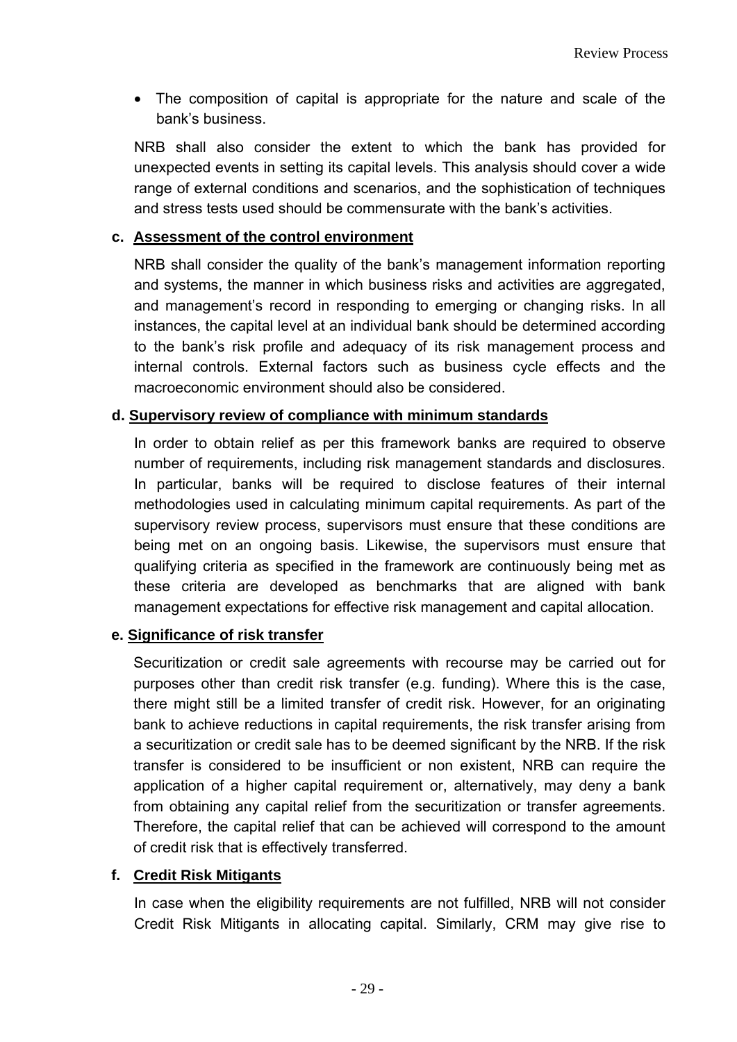- The composition of capital is appropriate for the nature and scale of the bank's business.

NRB shall also consider the extent to which the bank has provided for unexpected events in setting its capital levels. This analysis should cover a wide range of external conditions and scenarios, and the sophistication of techniques and stress tests used should be commensurate with the bank's activities.

**c. Assessment of the control environment**

NRB shall consider the quality of the bank's management information reporting and systems, the manner in which business risks and activities are aggregated, and management's record in responding to emerging or changing risks. In all instances, the capital level at an individual bank should be determined according to the bank's risk profile and adequacy of its risk management process and internal controls. External factors such as business cycle effects and the macroeconomic environment should also be considered.

**d. Supervisory review of compliance with minimum standards**

In order to obtain relief as per this framework banks are required to observe number of requirements, including risk management standards and disclosures. In particular, banks will be required to disclose features of their internal methodologies used in calculating minimum capital requirements. As part of the supervisory review process, supervisors must ensure that these conditions are being met on an ongoing basis. Likewise, the supervisors must ensure that qualifying criteria as specified in the framework are continuously being met as these criteria are developed as benchmarks that are aligned with bank management expectations for effective risk management and capital allocation.

**e. Significance of risk transfer**

Securitization or credit sale agreements with recourse may be carried out for purposes other than credit risk transfer (e.g. funding). Where this is the case, there might still be a limited transfer of credit risk. However, for an originating bank to achieve reductions in capital requirements, the risk transfer arising from a securitization or credit sale has to be deemed significant by the NRB. If the risk transfer is considered to be insufficient or non existent, NRB can require the application of a higher capital requirement or, alternatively, may deny a bank from obtaining any capital relief from the securitization or transfer agreements. Therefore, the capital relief that can be achieved will correspond to the amount of credit risk that is effectively transferred.

**f. Credit Risk Mitigants**

In case when the eligibility requirements are not fulfilled, NRB will not consider Credit Risk Mitigants in allocating capital. Similarly, CRM may give rise to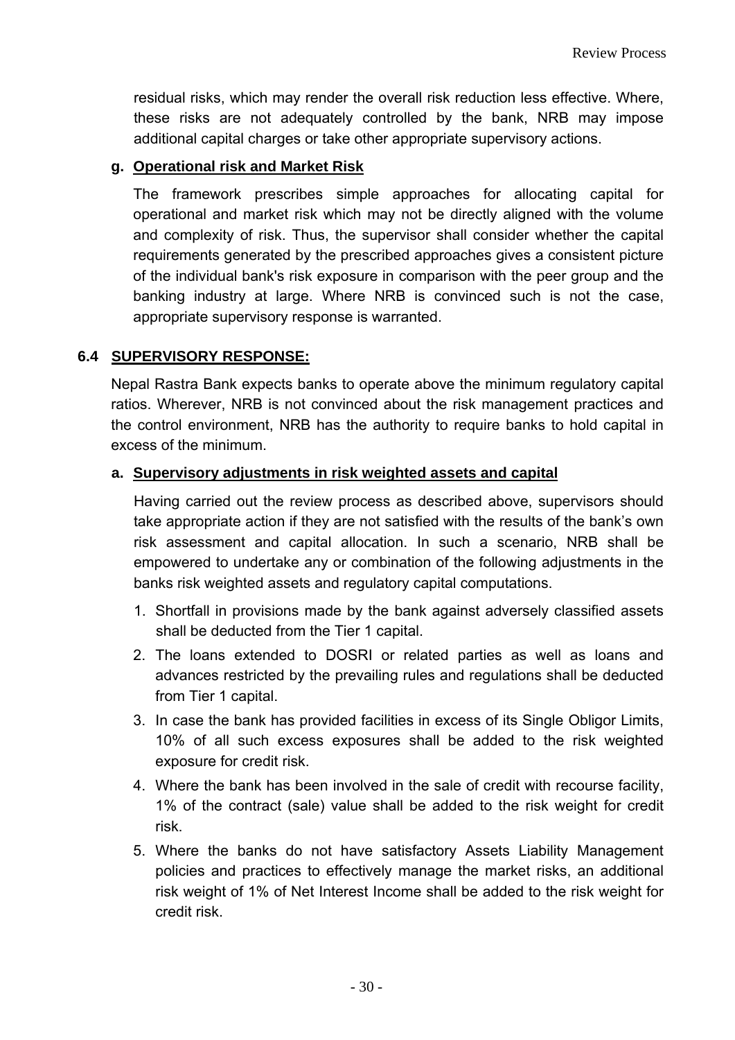residual risks, which may render the overall risk reduction less effective. Where, these risks are not adequately controlled by the bank, NRB may impose additional capital charges or take other appropriate supervisory actions.

**g. Operational risk and Market Risk**

The framework prescribes simple approaches for allocating capital for operational and market risk which may not be directly aligned with the volume and complexity of risk. Thus, the supervisor shall consider whether the capital requirements generated by the prescribed approaches gives a consistent picture of the individual bank's risk exposure in comparison with the peer group and the banking industry at large. Where NRB is convinced such is not the case, appropriate supervisory response is warranted.

## 6.4 SUPERVISORY RESPONSE:

Nepal Rastra Bank expects banks to operate above the minimum regulatory capital ratios. Wherever, NRB is not convinced about the risk management practices and the control environment, NRB has the authority to require banks to hold capital in excess of the minimum.

**a. Supervisory adjustments in risk weighted assets and capital**

Having carried out the review process as described above, supervisors should take appropriate action if they are not satisfied with the results of the bank's own risk assessment and capital allocation. In such a scenario, NRB shall be empowered to undertake any or combination of the following adjustments in the banks risk weighted assets and regulatory capital computations.

1. Shortfall in provisions made by the bank against adversely classified assets shall be deducted from the Tier 1 capital.
2. The loans extended to DOSRI or related parties as well as loans and advances restricted by the prevailing rules and regulations shall be deducted from Tier 1 capital.
3. In case the bank has provided facilities in excess of its Single Obligor Limits, 10% of all such excess exposures shall be added to the risk weighted exposure for credit risk.
4. Where the bank has been involved in the sale of credit with recourse facility, 1% of the contract (sale) value shall be added to the risk weight for credit risk.
5. Where the banks do not have satisfactory Assets Liability Management policies and practices to effectively manage the market risks, an additional risk weight of 1% of Net Interest Income shall be added to the risk weight for credit risk.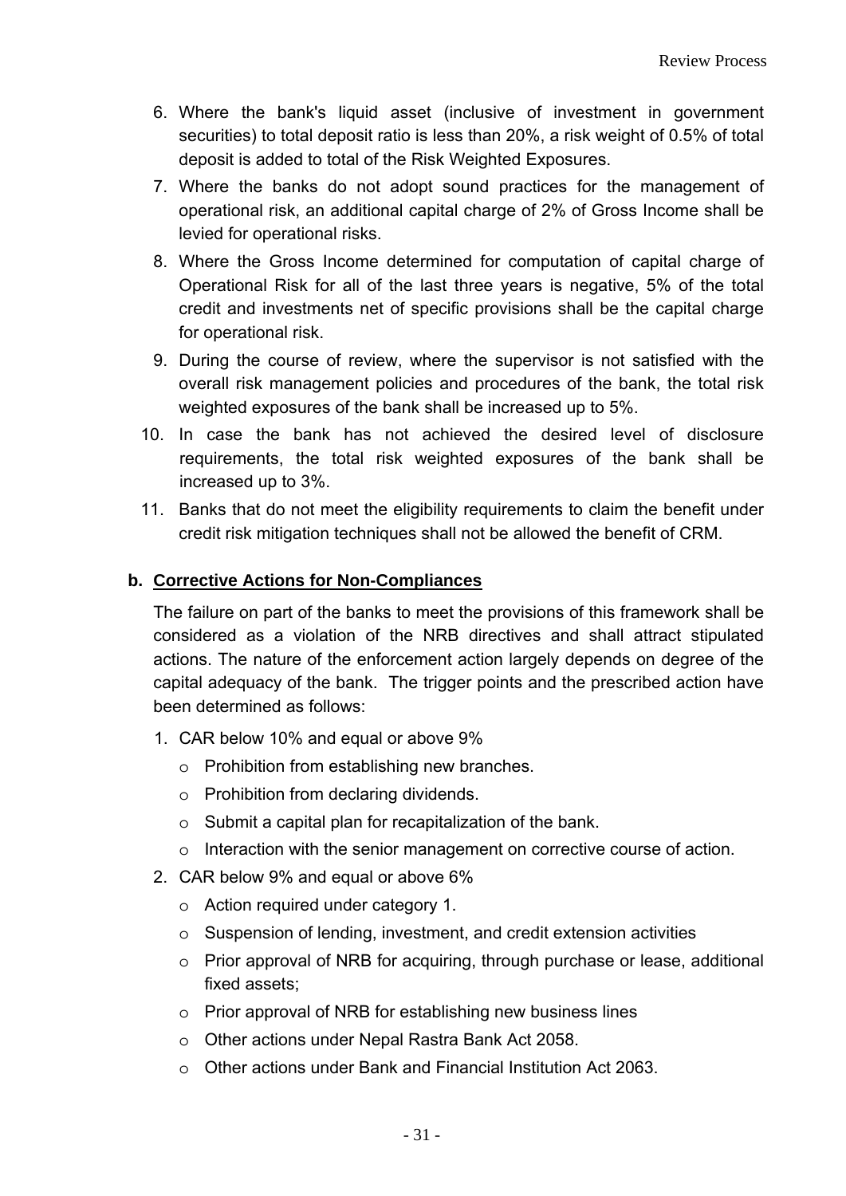6. Where the bank's liquid asset (inclusive of investment in government securities) to total deposit ratio is less than 20%, a risk weight of 0.5% of total deposit is added to total of the Risk Weighted Exposures.
7. Where the banks do not adopt sound practices for the management of operational risk, an additional capital charge of 2% of Gross Income shall be levied for operational risks.
8. Where the Gross Income determined for computation of capital charge of Operational Risk for all of the last three years is negative, 5% of the total credit and investments net of specific provisions shall be the capital charge for operational risk.
9. During the course of review, where the supervisor is not satisfied with the overall risk management policies and procedures of the bank, the total risk weighted exposures of the bank shall be increased up to 5%.
10. In case the bank has not achieved the desired level of disclosure requirements, the total risk weighted exposures of the bank shall be increased up to 3%.
11. Banks that do not meet the eligibility requirements to claim the benefit under credit risk mitigation techniques shall not be allowed the benefit of CRM.

**b. Corrective Actions for Non-Compliances**

The failure on part of the banks to meet the provisions of this framework shall be considered as a violation of the NRB directives and shall attract stipulated actions. The nature of the enforcement action largely depends on degree of the capital adequacy of the bank. The trigger points and the prescribed action have been determined as follows:

1. CAR below 10% and equal or above 9%
   - Prohibition from establishing new branches.
   - Prohibition from declaring dividends.
   - Submit a capital plan for recapitalization of the bank.
   - Interaction with the senior management on corrective course of action.
2. CAR below 9% and equal or above 6%
   - Action required under category 1.
   - Suspension of lending, investment, and credit extension activities
   - Prior approval of NRB for acquiring, through purchase or lease, additional fixed assets;
   - Prior approval of NRB for establishing new business lines
   - Other actions under Nepal Rastra Bank Act 2058.
   - Other actions under Bank and Financial Institution Act 2063.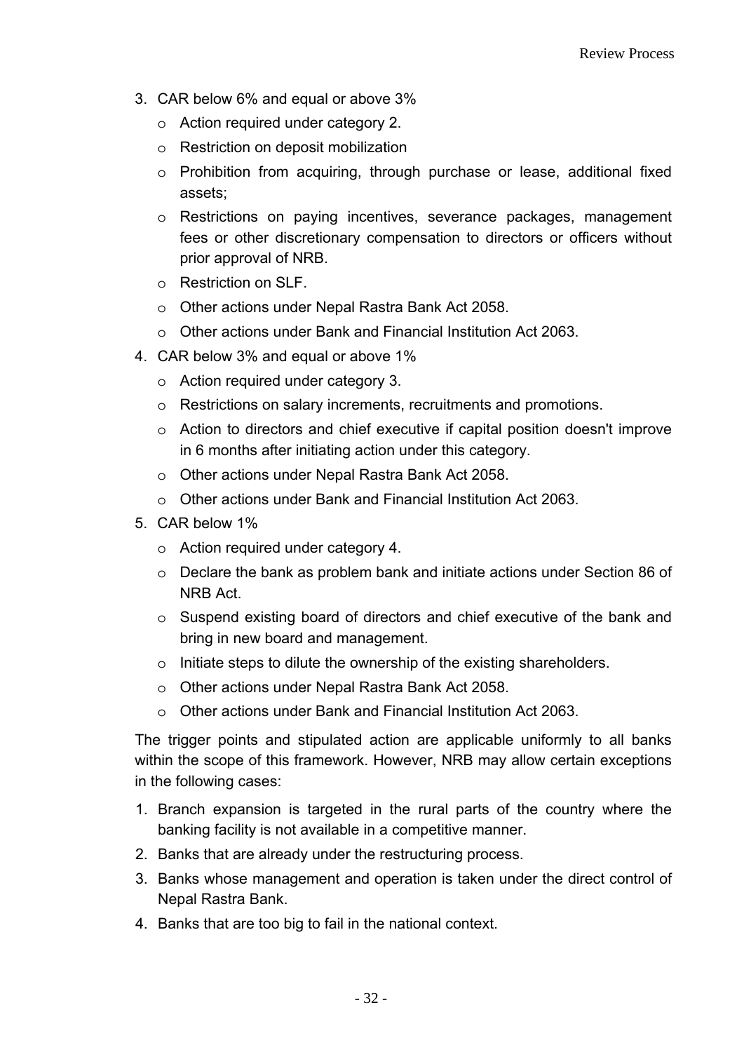3. CAR below 6% and equal or above 3%
    - Action required under category 2.
    - Restriction on deposit mobilization
    - Prohibition from acquiring, through purchase or lease, additional fixed assets;
    - Restrictions on paying incentives, severance packages, management fees or other discretionary compensation to directors or officers without prior approval of NRB.
    - Restriction on SLF.
    - Other actions under Nepal Rastra Bank Act 2058.
    - Other actions under Bank and Financial Institution Act 2063.
4. CAR below 3% and equal or above 1%
    - Action required under category 3.
    - Restrictions on salary increments, recruitments and promotions.
    - Action to directors and chief executive if capital position doesn't improve in 6 months after initiating action under this category.
    - Other actions under Nepal Rastra Bank Act 2058.
    - Other actions under Bank and Financial Institution Act 2063.
5. CAR below 1%
    - Action required under category 4.
    - Declare the bank as problem bank and initiate actions under Section 86 of NRB Act.
    - Suspend existing board of directors and chief executive of the bank and bring in new board and management.
    - Initiate steps to dilute the ownership of the existing shareholders.
    - Other actions under Nepal Rastra Bank Act 2058.
    - Other actions under Bank and Financial Institution Act 2063.

The trigger points and stipulated action are applicable uniformly to all banks within the scope of this framework. However, NRB may allow certain exceptions in the following cases:

1. Branch expansion is targeted in the rural parts of the country where the banking facility is not available in a competitive manner.
2. Banks that are already under the restructuring process.
3. Banks whose management and operation is taken under the direct control of Nepal Rastra Bank.
4. Banks that are too big to fail in the national context.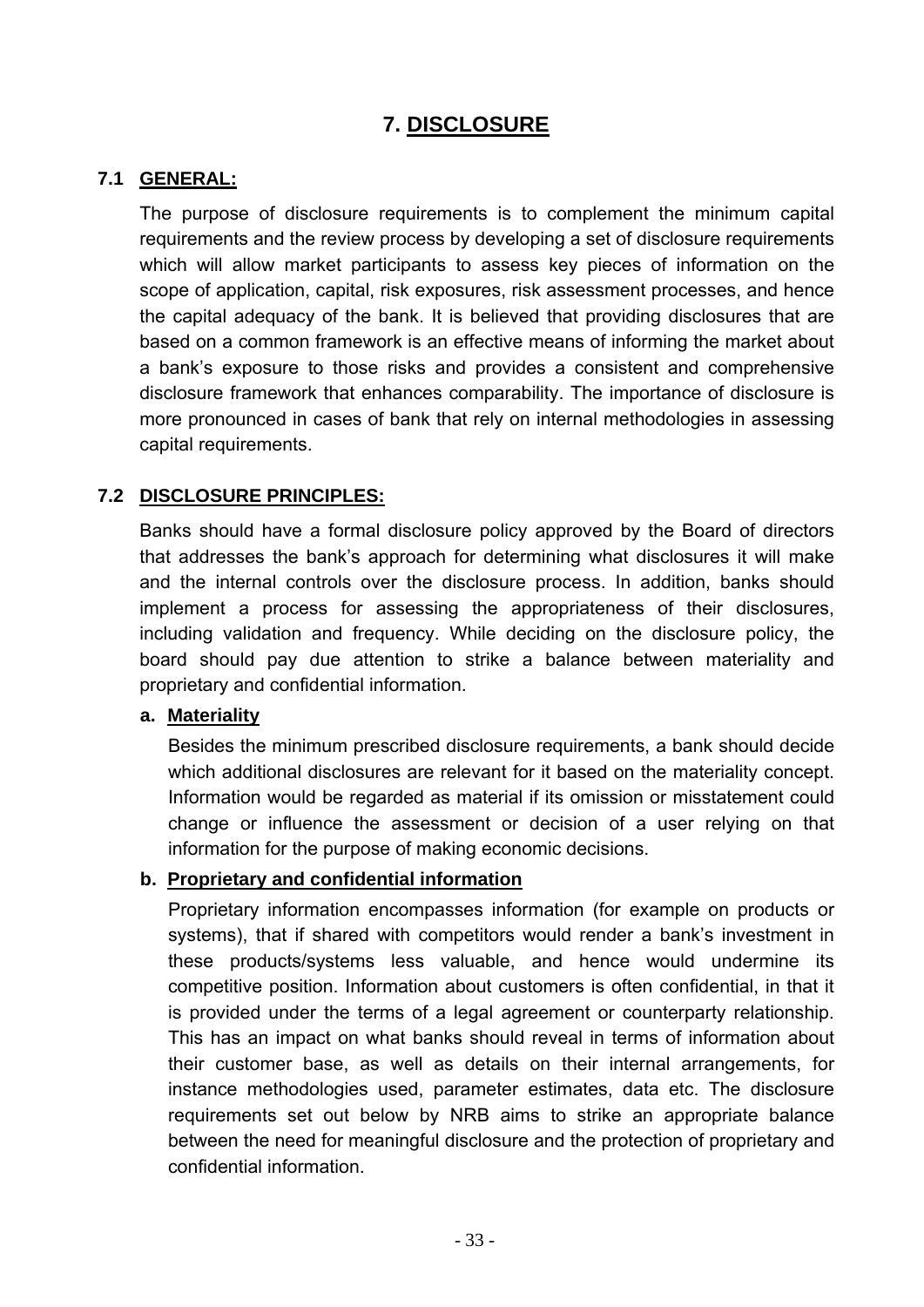# 7. DISCLOSURE

## 7.1 GENERAL:

The purpose of disclosure requirements is to complement the minimum capital requirements and the review process by developing a set of disclosure requirements which will allow market participants to assess key pieces of information on the scope of application, capital, risk exposures, risk assessment processes, and hence the capital adequacy of the bank. It is believed that providing disclosures that are based on a common framework is an effective means of informing the market about a bank's exposure to those risks and provides a consistent and comprehensive disclosure framework that enhances comparability. The importance of disclosure is more pronounced in cases of bank that rely on internal methodologies in assessing capital requirements.

## 7.2 DISCLOSURE PRINCIPLES:

Banks should have a formal disclosure policy approved by the Board of directors that addresses the bank's approach for determining what disclosures it will make and the internal controls over the disclosure process. In addition, banks should implement a process for assessing the appropriateness of their disclosures, including validation and frequency. While deciding on the disclosure policy, the board should pay due attention to strike a balance between materiality and proprietary and confidential information.

### a. Materiality

Besides the minimum prescribed disclosure requirements, a bank should decide which additional disclosures are relevant for it based on the materiality concept. Information would be regarded as material if its omission or misstatement could change or influence the assessment or decision of a user relying on that information for the purpose of making economic decisions.

### b. Proprietary and confidential information

Proprietary information encompasses information (for example on products or systems), that if shared with competitors would render a bank's investment in these products/systems less valuable, and hence would undermine its competitive position. Information about customers is often confidential, in that it is provided under the terms of a legal agreement or counterparty relationship. This has an impact on what banks should reveal in terms of information about their customer base, as well as details on their internal arrangements, for instance methodologies used, parameter estimates, data etc. The disclosure requirements set out below by NRB aims to strike an appropriate balance between the need for meaningful disclosure and the protection of proprietary and confidential information.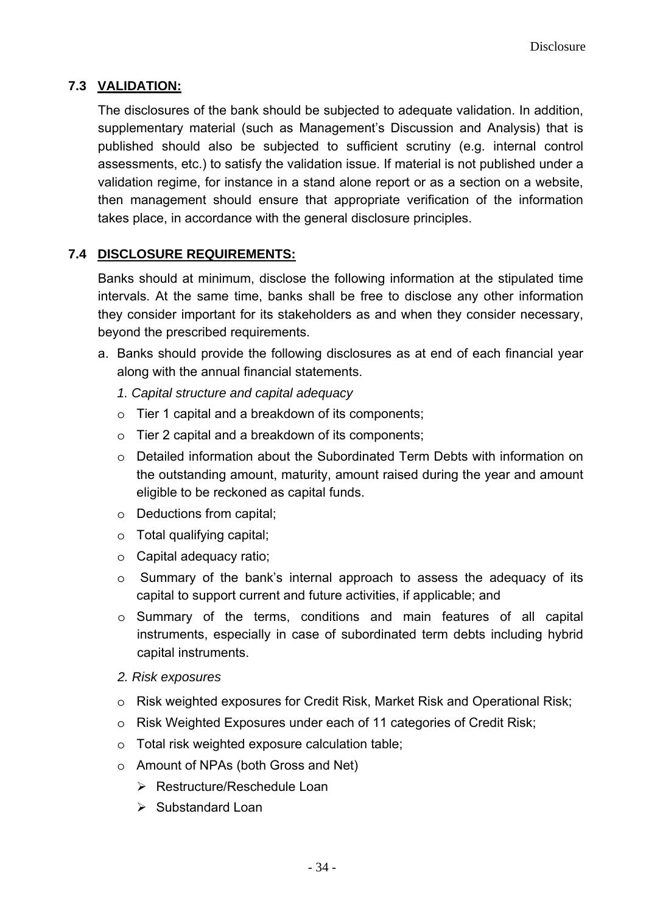## 7.3 VALIDATION:

The disclosures of the bank should be subjected to adequate validation. In addition, supplementary material (such as Management's Discussion and Analysis) that is published should also be subjected to sufficient scrutiny (e.g. internal control assessments, etc.) to satisfy the validation issue. If material is not published under a validation regime, for instance in a stand alone report or as a section on a website, then management should ensure that appropriate verification of the information takes place, in accordance with the general disclosure principles.

## 7.4 DISCLOSURE REQUIREMENTS:

Banks should at minimum, disclose the following information at the stipulated time intervals. At the same time, banks shall be free to disclose any other information they consider important for its stakeholders as and when they consider necessary, beyond the prescribed requirements.

a. Banks should provide the following disclosures as at end of each financial year along with the annual financial statements.

   *1. Capital structure and capital adequacy*

   - Tier 1 capital and a breakdown of its components;
   - Tier 2 capital and a breakdown of its components;
   - Detailed information about the Subordinated Term Debts with information on the outstanding amount, maturity, amount raised during the year and amount eligible to be reckoned as capital funds.
   - Deductions from capital;
   - Total qualifying capital;
   - Capital adequacy ratio;
   - Summary of the bank's internal approach to assess the adequacy of its capital to support current and future activities, if applicable; and
   - Summary of the terms, conditions and main features of all capital instruments, especially in case of subordinated term debts including hybrid capital instruments.

   *2. Risk exposures*

   - Risk weighted exposures for Credit Risk, Market Risk and Operational Risk;
   - Risk Weighted Exposures under each of 11 categories of Credit Risk;
   - Total risk weighted exposure calculation table;
   - Amount of NPAs (both Gross and Net)
     - Restructure/Reschedule Loan
     - Substandard Loan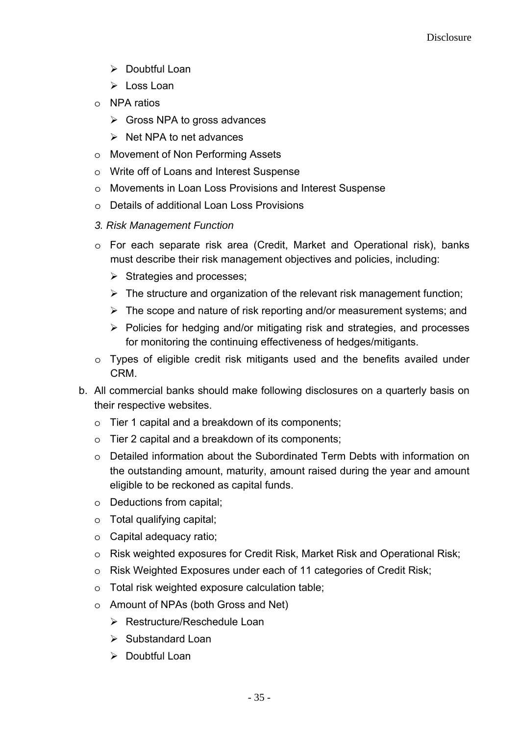- Doubtful Loan
    - Loss Loan
  - NPA ratios
    - Gross NPA to gross advances
    - Net NPA to net advances
  - Movement of Non Performing Assets
  - Write off of Loans and Interest Suspense
  - Movements in Loan Loss Provisions and Interest Suspense
  - Details of additional Loan Loss Provisions

  *3. Risk Management Function*

  - For each separate risk area (Credit, Market and Operational risk), banks must describe their risk management objectives and policies, including:
    - Strategies and processes;
    - The structure and organization of the relevant risk management function;
    - The scope and nature of risk reporting and/or measurement systems; and
    - Policies for hedging and/or mitigating risk and strategies, and processes for monitoring the continuing effectiveness of hedges/mitigants.
  - Types of eligible credit risk mitigants used and the benefits availed under CRM.

b. All commercial banks should make following disclosures on a quarterly basis on their respective websites.
  - Tier 1 capital and a breakdown of its components;
  - Tier 2 capital and a breakdown of its components;
  - Detailed information about the Subordinated Term Debts with information on the outstanding amount, maturity, amount raised during the year and amount eligible to be reckoned as capital funds.
  - Deductions from capital;
  - Total qualifying capital;
  - Capital adequacy ratio;
  - Risk weighted exposures for Credit Risk, Market Risk and Operational Risk;
  - Risk Weighted Exposures under each of 11 categories of Credit Risk;
  - Total risk weighted exposure calculation table;
  - Amount of NPAs (both Gross and Net)
    - Restructure/Reschedule Loan
    - Substandard Loan
    - Doubtful Loan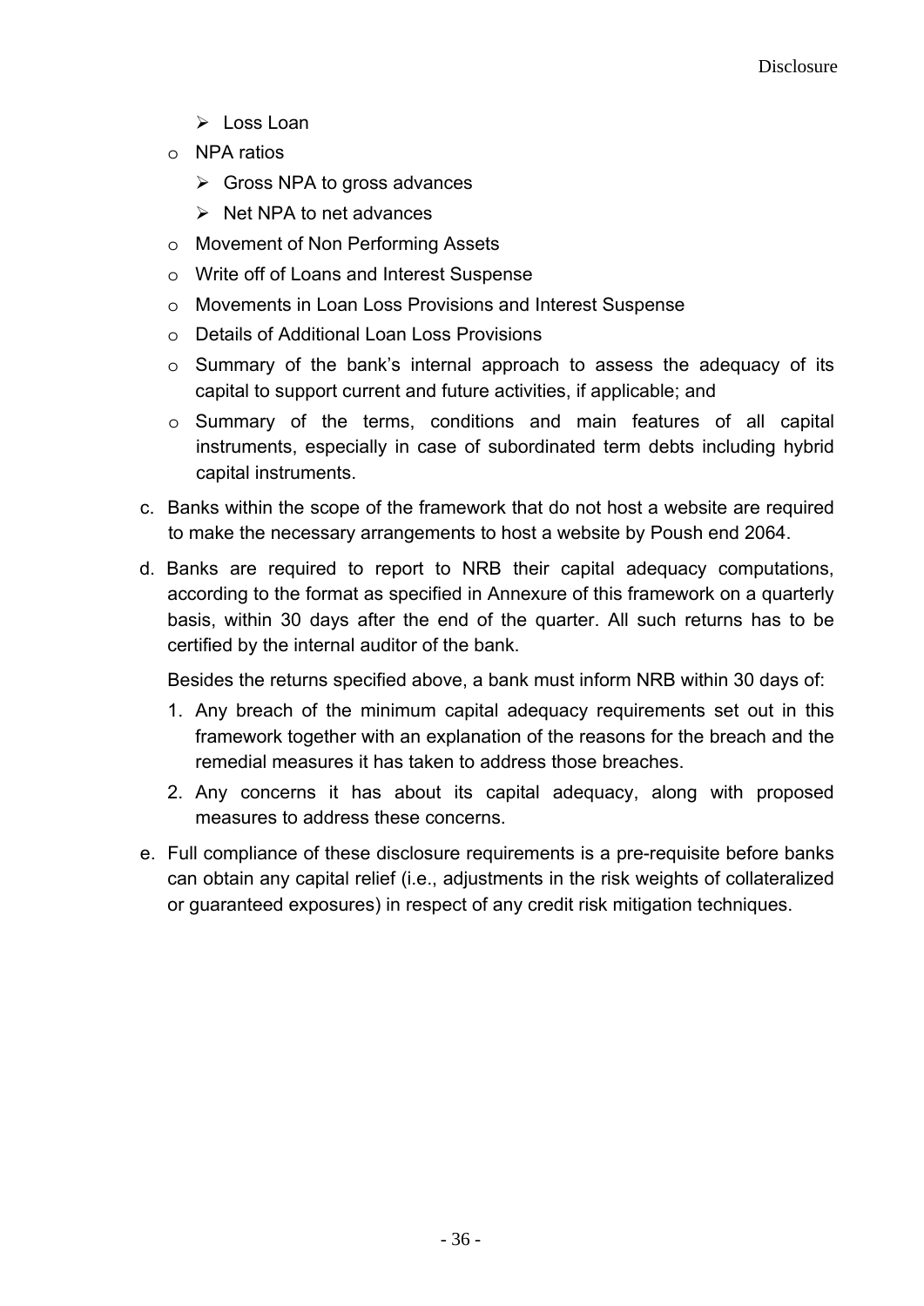- Loss Loan
- NPA ratios
  - Gross NPA to gross advances
  - Net NPA to net advances
- Movement of Non Performing Assets
- Write off of Loans and Interest Suspense
- Movements in Loan Loss Provisions and Interest Suspense
- Details of Additional Loan Loss Provisions
- Summary of the bank's internal approach to assess the adequacy of its capital to support current and future activities, if applicable; and
- Summary of the terms, conditions and main features of all capital instruments, especially in case of subordinated term debts including hybrid capital instruments.

c. Banks within the scope of the framework that do not host a website are required to make the necessary arrangements to host a website by Poush end 2064.

d. Banks are required to report to NRB their capital adequacy computations, according to the format as specified in Annexure of this framework on a quarterly basis, within 30 days after the end of the quarter. All such returns has to be certified by the internal auditor of the bank.

   Besides the returns specified above, a bank must inform NRB within 30 days of:

   1. Any breach of the minimum capital adequacy requirements set out in this framework together with an explanation of the reasons for the breach and the remedial measures it has taken to address those breaches.
   2. Any concerns it has about its capital adequacy, along with proposed measures to address these concerns.

e. Full compliance of these disclosure requirements is a pre-requisite before banks can obtain any capital relief (i.e., adjustments in the risk weights of collateralized or guaranteed exposures) in respect of any credit risk mitigation techniques.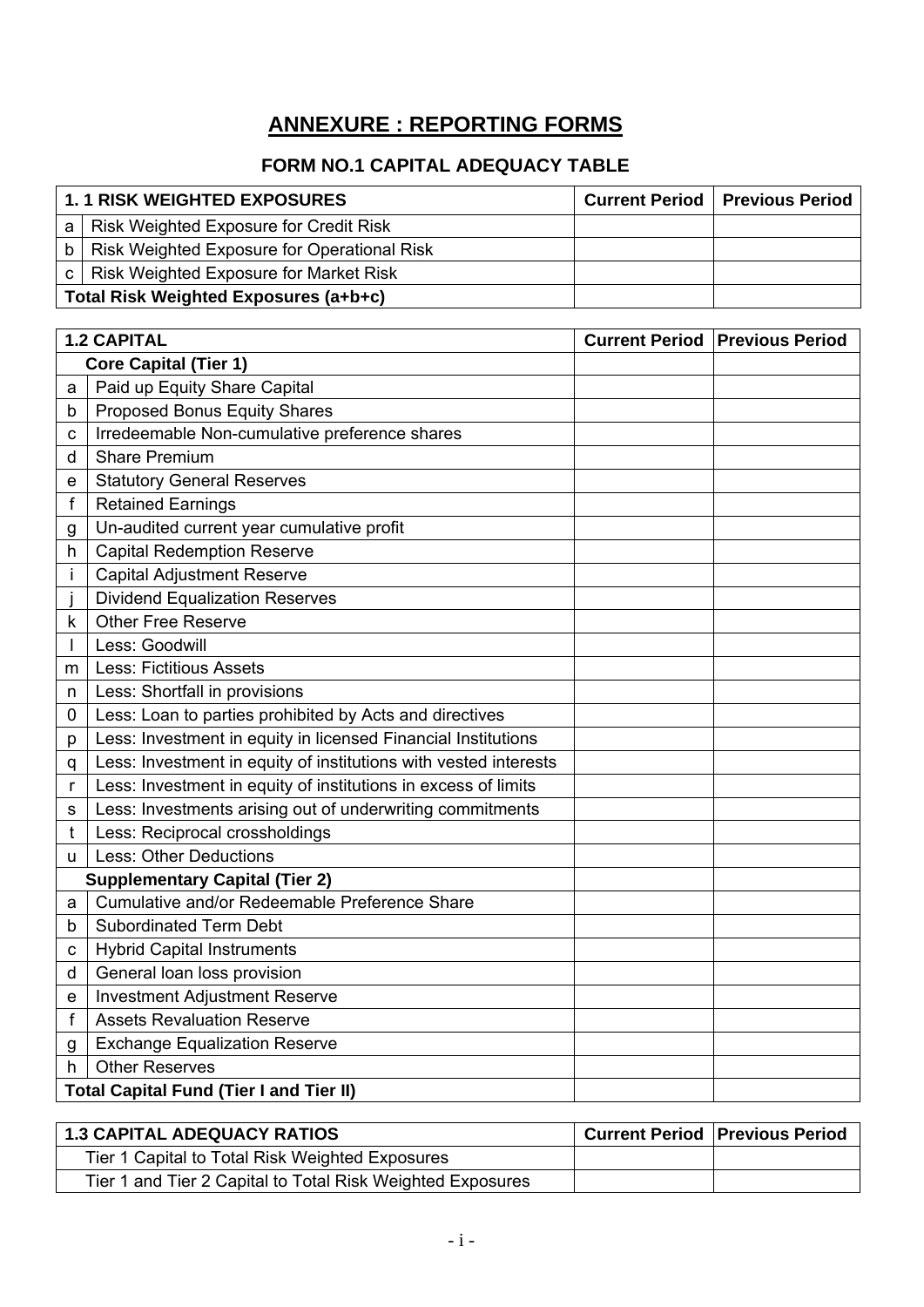# ANNEXURE : REPORTING FORMS

## FORM NO.1 CAPITAL ADEQUACY TABLE

| | 1. 1 RISK WEIGHTED EXPOSURES | Current Period | Previous Period |
|---|---|---|---|
| a | Risk Weighted Exposure for Credit Risk | | |
| b | Risk Weighted Exposure for Operational Risk | | |
| c | Risk Weighted Exposure for Market Risk | | |
| | **Total Risk Weighted Exposures (a+b+c)** | | |

| | 1.2 CAPITAL | Current Period | Previous Period |
|---|---|---|---|
| | **Core Capital (Tier 1)** | | |
| a | Paid up Equity Share Capital | | |
| b | Proposed Bonus Equity Shares | | |
| c | Irredeemable Non-cumulative preference shares | | |
| d | Share Premium | | |
| e | Statutory General Reserves | | |
| f | Retained Earnings | | |
| g | Un-audited current year cumulative profit | | |
| h | Capital Redemption Reserve | | |
| i | Capital Adjustment Reserve | | |
| j | Dividend Equalization Reserves | | |
| k | Other Free Reserve | | |
| l | Less: Goodwill | | |
| m | Less: Fictitious Assets | | |
| n | Less: Shortfall in provisions | | |
| 0 | Less: Loan to parties prohibited by Acts and directives | | |
| p | Less: Investment in equity in licensed Financial Institutions | | |
| q | Less: Investment in equity of institutions with vested interests | | |
| r | Less: Investment in equity of institutions in excess of limits | | |
| s | Less: Investments arising out of underwriting commitments | | |
| t | Less: Reciprocal crossholdings | | |
| u | Less: Other Deductions | | |
| | **Supplementary Capital (Tier 2)** | | |
| a | Cumulative and/or Redeemable Preference Share | | |
| b | Subordinated Term Debt | | |
| c | Hybrid Capital Instruments | | |
| d | General loan loss provision | | |
| e | Investment Adjustment Reserve | | |
| f | Assets Revaluation Reserve | | |
| g | Exchange Equalization Reserve | | |
| h | Other Reserves | | |
| | **Total Capital Fund (Tier I and Tier II)** | | |

| 1.3 CAPITAL ADEQUACY RATIOS | Current Period | Previous Period |
|---|---|---|
| Tier 1 Capital to Total Risk Weighted Exposures | | |
| Tier 1 and Tier 2 Capital to Total Risk Weighted Exposures | | |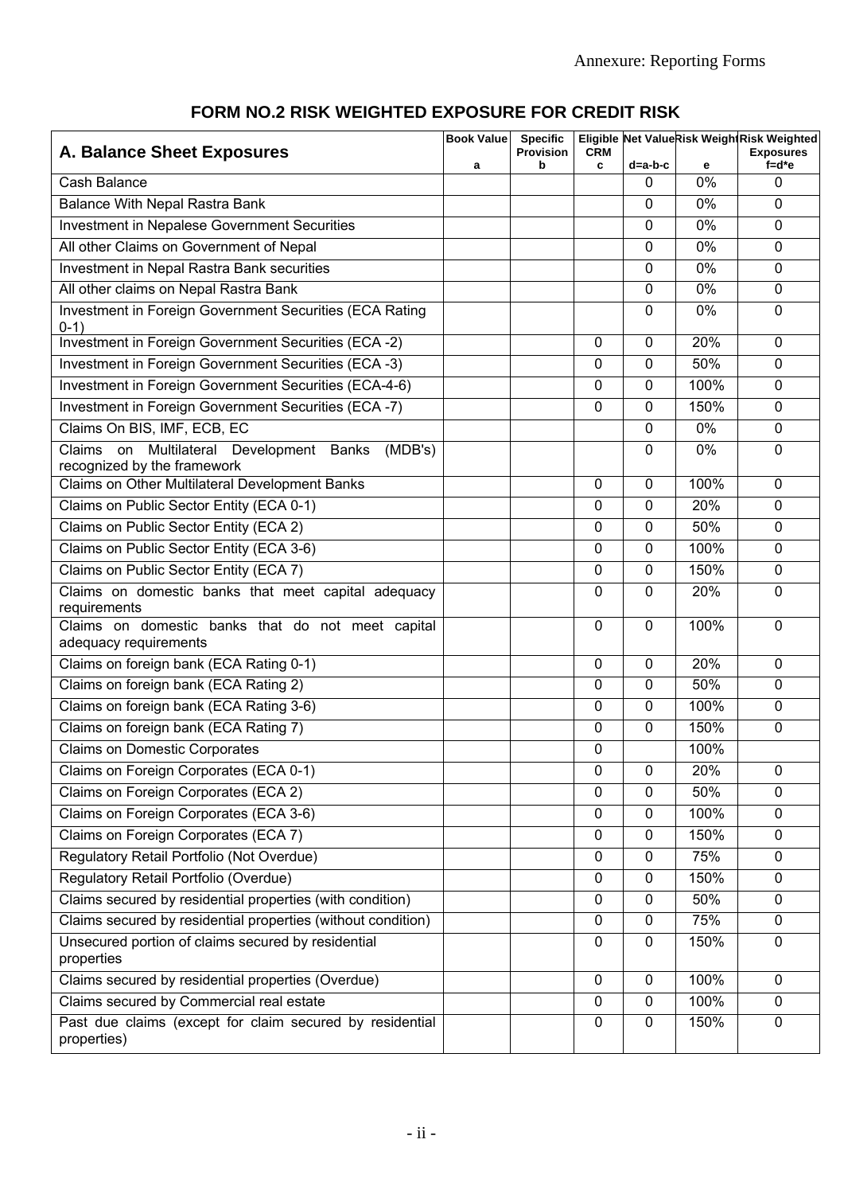# FORM NO.2 RISK WEIGHTED EXPOSURE FOR CREDIT RISK

| A. Balance Sheet Exposures | Book Value a | Specific Provision b | Eligible CRM c | Net Value d=a-b-c | Risk Weight e | Risk Weighted Exposures f=d*e |
|---|---|---|---|---|---|---|
| Cash Balance | | | | 0 | 0% | 0 |
| Balance With Nepal Rastra Bank | | | | 0 | 0% | 0 |
| Investment in Nepalese Government Securities | | | | 0 | 0% | 0 |
| All other Claims on Government of Nepal | | | | 0 | 0% | 0 |
| Investment in Nepal Rastra Bank securities | | | | 0 | 0% | 0 |
| All other claims on Nepal Rastra Bank | | | | 0 | 0% | 0 |
| Investment in Foreign Government Securities (ECA Rating 0-1) | | | | 0 | 0% | 0 |
| Investment in Foreign Government Securities (ECA -2) | | | 0 | 0 | 20% | 0 |
| Investment in Foreign Government Securities (ECA -3) | | | 0 | 0 | 50% | 0 |
| Investment in Foreign Government Securities (ECA-4-6) | | | 0 | 0 | 100% | 0 |
| Investment in Foreign Government Securities (ECA -7) | | | 0 | 0 | 150% | 0 |
| Claims On BIS, IMF, ECB, EC | | | | 0 | 0% | 0 |
| Claims on Multilateral Development Banks (MDB's) recognized by the framework | | | | 0 | 0% | 0 |
| Claims on Other Multilateral Development Banks | | | 0 | 0 | 100% | 0 |
| Claims on Public Sector Entity (ECA 0-1) | | | 0 | 0 | 20% | 0 |
| Claims on Public Sector Entity (ECA 2) | | | 0 | 0 | 50% | 0 |
| Claims on Public Sector Entity (ECA 3-6) | | | 0 | 0 | 100% | 0 |
| Claims on Public Sector Entity (ECA 7) | | | 0 | 0 | 150% | 0 |
| Claims on domestic banks that meet capital adequacy requirements | | | 0 | 0 | 20% | 0 |
| Claims on domestic banks that do not meet capital adequacy requirements | | | 0 | 0 | 100% | 0 |
| Claims on foreign bank (ECA Rating 0-1) | | | 0 | 0 | 20% | 0 |
| Claims on foreign bank (ECA Rating 2) | | | 0 | 0 | 50% | 0 |
| Claims on foreign bank (ECA Rating 3-6) | | | 0 | 0 | 100% | 0 |
| Claims on foreign bank (ECA Rating 7) | | | 0 | 0 | 150% | 0 |
| Claims on Domestic Corporates | | | 0 | | 100% | |
| Claims on Foreign Corporates (ECA 0-1) | | | 0 | 0 | 20% | 0 |
| Claims on Foreign Corporates (ECA 2) | | | 0 | 0 | 50% | 0 |
| Claims on Foreign Corporates (ECA 3-6) | | | 0 | 0 | 100% | 0 |
| Claims on Foreign Corporates (ECA 7) | | | 0 | 0 | 150% | 0 |
| Regulatory Retail Portfolio (Not Overdue) | | | 0 | 0 | 75% | 0 |
| Regulatory Retail Portfolio (Overdue) | | | 0 | 0 | 150% | 0 |
| Claims secured by residential properties (with condition) | | | 0 | 0 | 50% | 0 |
| Claims secured by residential properties (without condition) | | | 0 | 0 | 75% | 0 |
| Unsecured portion of claims secured by residential properties | | | 0 | 0 | 150% | 0 |
| Claims secured by residential properties (Overdue) | | | 0 | 0 | 100% | 0 |
| Claims secured by Commercial real estate | | | 0 | 0 | 100% | 0 |
| Past due claims (except for claim secured by residential properties) | | | 0 | 0 | 150% | 0 |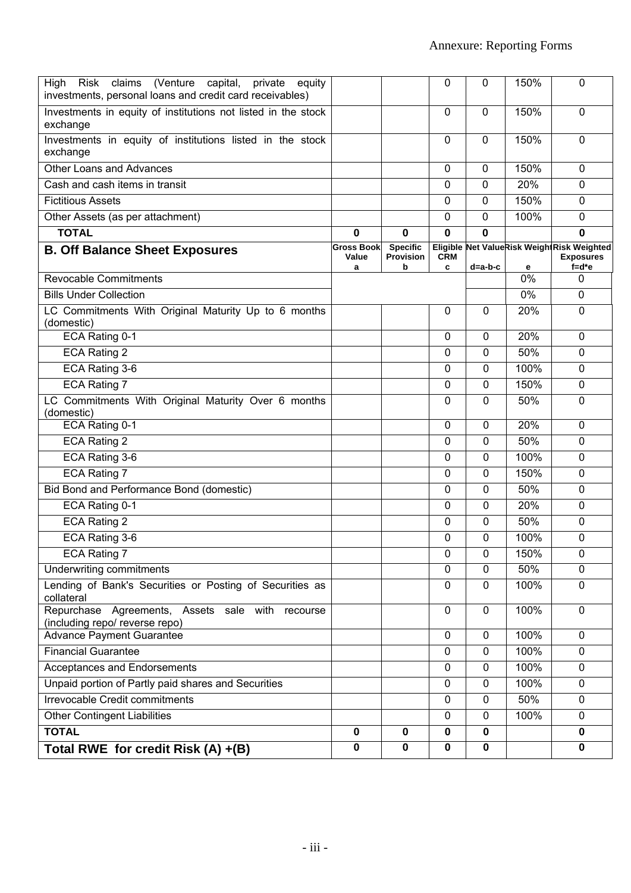| High Risk claims (Venture capital, private equity investments, personal loans and credit card receivables) | | | 0 | 0 | 150% | 0 |
|---|---|---|---|---|---|---|
| Investments in equity of institutions not listed in the stock exchange | | | 0 | 0 | 150% | 0 |
| Investments in equity of institutions listed in the stock exchange | | | 0 | 0 | 150% | 0 |
| Other Loans and Advances | | | 0 | 0 | 150% | 0 |
| Cash and cash items in transit | | | 0 | 0 | 20% | 0 |
| Fictitious Assets | | | 0 | 0 | 150% | 0 |
| Other Assets (as per attachment) | | | 0 | 0 | 100% | 0 |
| **TOTAL** | **0** | **0** | **0** | **0** | | **0** |
| **B. Off Balance Sheet Exposures** | **Gross Book Value a** | **Specific Provision b** | **Eligible CRM c** | **Net Value d=a-b-c** | **Risk Weight e** | **Risk Weighted Exposures f=d*e** |
| Revocable Commitments | | | | | 0% | 0 |
| Bills Under Collection | | | | | 0% | 0 |
| LC Commitments With Original Maturity Up to 6 months (domestic) | | | 0 | 0 | 20% | 0 |
| ECA Rating 0-1 | | | 0 | 0 | 20% | 0 |
| ECA Rating 2 | | | 0 | 0 | 50% | 0 |
| ECA Rating 3-6 | | | 0 | 0 | 100% | 0 |
| ECA Rating 7 | | | 0 | 0 | 150% | 0 |
| LC Commitments With Original Maturity Over 6 months (domestic) | | | 0 | 0 | 50% | 0 |
| ECA Rating 0-1 | | | 0 | 0 | 20% | 0 |
| ECA Rating 2 | | | 0 | 0 | 50% | 0 |
| ECA Rating 3-6 | | | 0 | 0 | 100% | 0 |
| ECA Rating 7 | | | 0 | 0 | 150% | 0 |
| Bid Bond and Performance Bond (domestic) | | | 0 | 0 | 50% | 0 |
| ECA Rating 0-1 | | | 0 | 0 | 20% | 0 |
| ECA Rating 2 | | | 0 | 0 | 50% | 0 |
| ECA Rating 3-6 | | | 0 | 0 | 100% | 0 |
| ECA Rating 7 | | | 0 | 0 | 150% | 0 |
| Underwriting commitments | | | 0 | 0 | 50% | 0 |
| Lending of Bank's Securities or Posting of Securities as collateral | | | 0 | 0 | 100% | 0 |
| Repurchase Agreements, Assets sale with recourse (including repo/ reverse repo) | | | 0 | 0 | 100% | 0 |
| Advance Payment Guarantee | | | 0 | 0 | 100% | 0 |
| Financial Guarantee | | | 0 | 0 | 100% | 0 |
| Acceptances and Endorsements | | | 0 | 0 | 100% | 0 |
| Unpaid portion of Partly paid shares and Securities | | | 0 | 0 | 100% | 0 |
| Irrevocable Credit commitments | | | 0 | 0 | 50% | 0 |
| Other Contingent Liabilities | | | 0 | 0 | 100% | 0 |
| **TOTAL** | **0** | **0** | **0** | **0** | | **0** |
| **Total RWE for credit Risk (A) +(B)** | **0** | **0** | **0** | **0** | | **0** |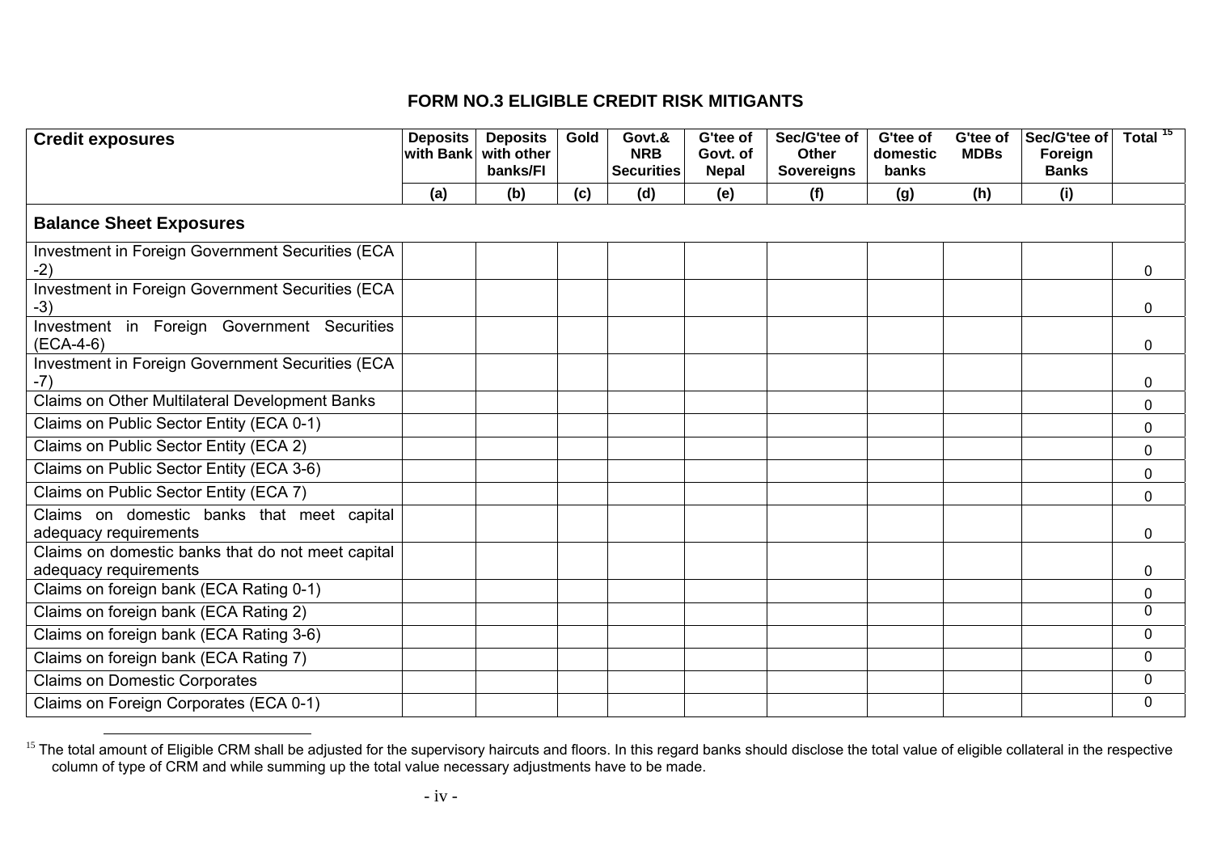# FORM NO.3 ELIGIBLE CREDIT RISK MITIGANTS

| Credit exposures | Deposits with Bank | Deposits with other banks/FI | Gold | Govt.& NRB Securities | G'tee of Govt. of Nepal | Sec/G'tee of Other Sovereigns | G'tee of domestic banks | G'tee of MDBs | Sec/G'tee of Foreign Banks | Total [15] |
|---|---|---|---|---|---|---|---|---|---|---|
| | (a) | (b) | (c) | (d) | (e) | (f) | (g) | (h) | (i) | |
| **Balance Sheet Exposures** | | | | | | | | | | |
| Investment in Foreign Government Securities (ECA -2) | | | | | | | | | | 0 |
| Investment in Foreign Government Securities (ECA -3) | | | | | | | | | | 0 |
| Investment in Foreign Government Securities (ECA-4-6) | | | | | | | | | | 0 |
| Investment in Foreign Government Securities (ECA -7) | | | | | | | | | | 0 |
| Claims on Other Multilateral Development Banks | | | | | | | | | | 0 |
| Claims on Public Sector Entity (ECA 0-1) | | | | | | | | | | 0 |
| Claims on Public Sector Entity (ECA 2) | | | | | | | | | | 0 |
| Claims on Public Sector Entity (ECA 3-6) | | | | | | | | | | 0 |
| Claims on Public Sector Entity (ECA 7) | | | | | | | | | | 0 |
| Claims on domestic banks that meet capital adequacy requirements | | | | | | | | | | 0 |
| Claims on domestic banks that do not meet capital adequacy requirements | | | | | | | | | | 0 |
| Claims on foreign bank (ECA Rating 0-1) | | | | | | | | | | 0 |
| Claims on foreign bank (ECA Rating 2) | | | | | | | | | | 0 |
| Claims on foreign bank (ECA Rating 3-6) | | | | | | | | | | 0 |
| Claims on foreign bank (ECA Rating 7) | | | | | | | | | | 0 |
| Claims on Domestic Corporates | | | | | | | | | | 0 |
| Claims on Foreign Corporates (ECA 0-1) | | | | | | | | | | 0 |

[15] The total amount of Eligible CRM shall be adjusted for the supervisory haircuts and floors. In this regard banks should disclose the total value of eligible collateral in the respective column of type of CRM and while summing up the total value necessary adjustments have to be made.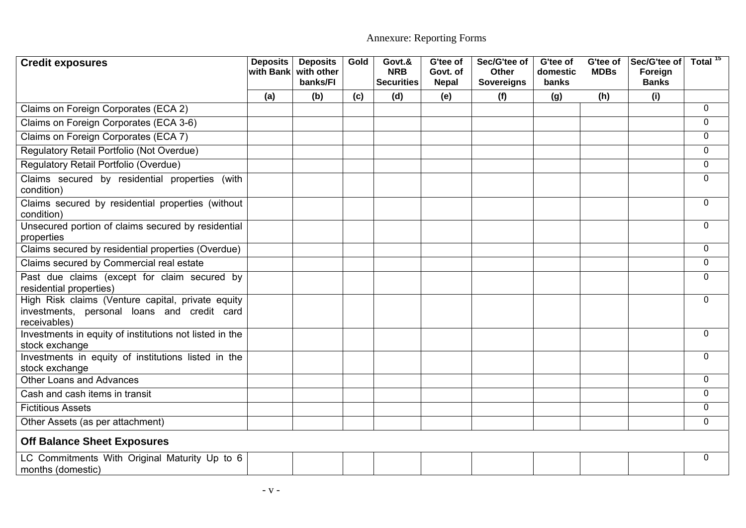Annexure: Reporting Forms

| Credit exposures | Deposits with Bank | Deposits with other banks/FI | Gold | Govt.& NRB Securities | G'tee of Govt. of Nepal | Sec/G'tee of Other Sovereigns | G'tee of domestic banks | G'tee of MDBs | Sec/G'tee of Foreign Banks | Total [15] |
|---|---|---|---|---|---|---|---|---|---|---|
| | (a) | (b) | (c) | (d) | (e) | (f) | (g) | (h) | (i) | |
| Claims on Foreign Corporates (ECA 2) | | | | | | | | | | 0 |
| Claims on Foreign Corporates (ECA 3-6) | | | | | | | | | | 0 |
| Claims on Foreign Corporates (ECA 7) | | | | | | | | | | 0 |
| Regulatory Retail Portfolio (Not Overdue) | | | | | | | | | | 0 |
| Regulatory Retail Portfolio (Overdue) | | | | | | | | | | 0 |
| Claims secured by residential properties (with condition) | | | | | | | | | | 0 |
| Claims secured by residential properties (without condition) | | | | | | | | | | 0 |
| Unsecured portion of claims secured by residential properties | | | | | | | | | | 0 |
| Claims secured by residential properties (Overdue) | | | | | | | | | | 0 |
| Claims secured by Commercial real estate | | | | | | | | | | 0 |
| Past due claims (except for claim secured by residential properties) | | | | | | | | | | 0 |
| High Risk claims (Venture capital, private equity investments, personal loans and credit card receivables) | | | | | | | | | | 0 |
| Investments in equity of institutions not listed in the stock exchange | | | | | | | | | | 0 |
| Investments in equity of institutions listed in the stock exchange | | | | | | | | | | 0 |
| Other Loans and Advances | | | | | | | | | | 0 |
| Cash and cash items in transit | | | | | | | | | | 0 |
| Fictitious Assets | | | | | | | | | | 0 |
| Other Assets (as per attachment) | | | | | | | | | | 0 |
| **Off Balance Sheet Exposures** | | | | | | | | | | |
| LC Commitments With Original Maturity Up to 6 months (domestic) | | | | | | | | | | 0 |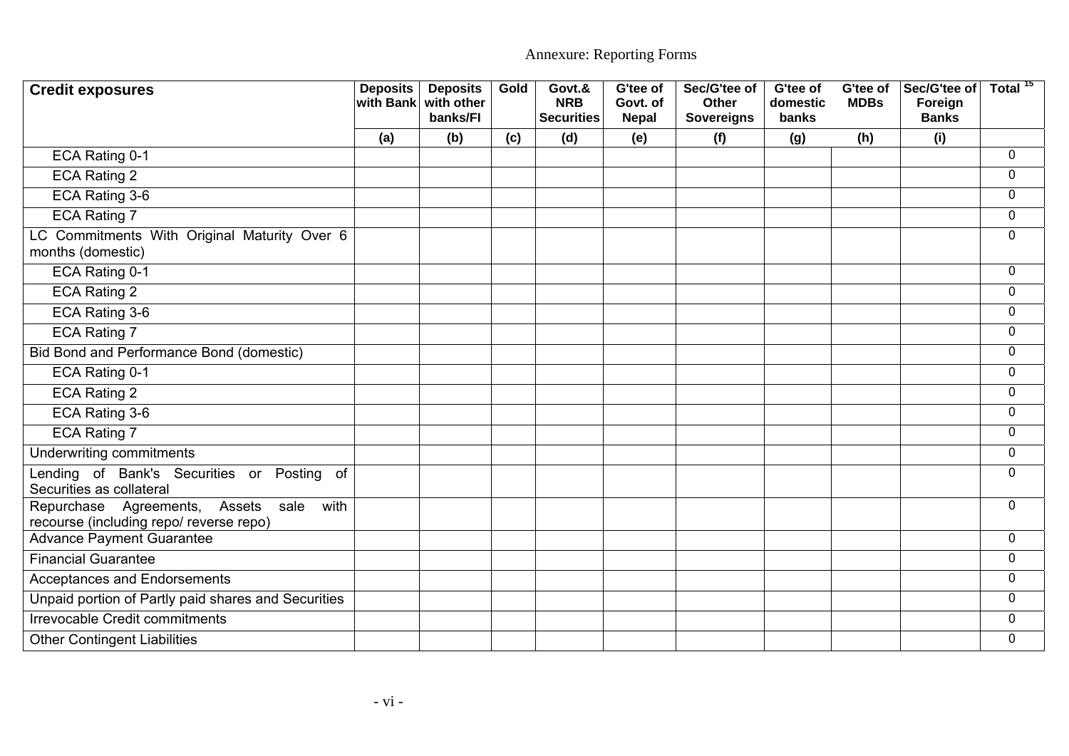Annexure: Reporting Forms

| Credit exposures | Deposits with Bank | Deposits with other banks/FI | Gold | Govt.& NRB Securities | G'tee of Govt. of Nepal | Sec/G'tee of Other Sovereigns | G'tee of domestic banks | G'tee of MDBs | Sec/G'tee of Foreign Banks | Total [15] |
|---|---|---|---|---|---|---|---|---|---|---|
| | (a) | (b) | (c) | (d) | (e) | (f) | (g) | (h) | (i) | |
| ECA Rating 0-1 | | | | | | | | | | 0 |
| ECA Rating 2 | | | | | | | | | | 0 |
| ECA Rating 3-6 | | | | | | | | | | 0 |
| ECA Rating 7 | | | | | | | | | | 0 |
| LC Commitments With Original Maturity Over 6 months (domestic) | | | | | | | | | | 0 |
| ECA Rating 0-1 | | | | | | | | | | 0 |
| ECA Rating 2 | | | | | | | | | | 0 |
| ECA Rating 3-6 | | | | | | | | | | 0 |
| ECA Rating 7 | | | | | | | | | | 0 |
| Bid Bond and Performance Bond (domestic) | | | | | | | | | | 0 |
| ECA Rating 0-1 | | | | | | | | | | 0 |
| ECA Rating 2 | | | | | | | | | | 0 |
| ECA Rating 3-6 | | | | | | | | | | 0 |
| ECA Rating 7 | | | | | | | | | | 0 |
| Underwriting commitments | | | | | | | | | | 0 |
| Lending of Bank's Securities or Posting of Securities as collateral | | | | | | | | | | 0 |
| Repurchase Agreements, Assets sale with recourse (including repo/ reverse repo) | | | | | | | | | | 0 |
| Advance Payment Guarantee | | | | | | | | | | 0 |
| Financial Guarantee | | | | | | | | | | 0 |
| Acceptances and Endorsements | | | | | | | | | | 0 |
| Unpaid portion of Partly paid shares and Securities | | | | | | | | | | 0 |
| Irrevocable Credit commitments | | | | | | | | | | 0 |
| Other Contingent Liabilities | | | | | | | | | | 0 |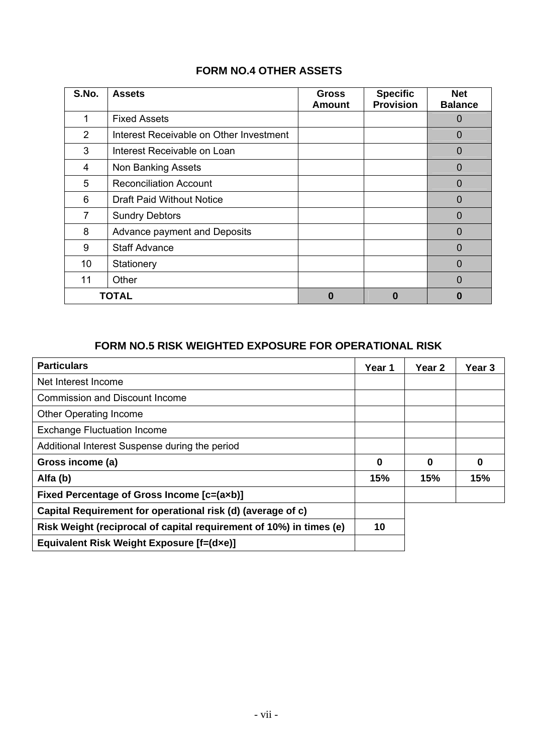## FORM NO.4 OTHER ASSETS

| S.No. | Assets | Gross Amount | Specific Provision | Net Balance |
|---|---|---|---|---|
| 1 | Fixed Assets | | | 0 |
| 2 | Interest Receivable on Other Investment | | | 0 |
| 3 | Interest Receivable on Loan | | | 0 |
| 4 | Non Banking Assets | | | 0 |
| 5 | Reconciliation Account | | | 0 |
| 6 | Draft Paid Without Notice | | | 0 |
| 7 | Sundry Debtors | | | 0 |
| 8 | Advance payment and Deposits | | | 0 |
| 9 | Staff Advance | | | 0 |
| 10 | Stationery | | | 0 |
| 11 | Other | | | 0 |
| **TOTAL** | | **0** | **0** | **0** |

## FORM NO.5 RISK WEIGHTED EXPOSURE FOR OPERATIONAL RISK

| Particulars | Year 1 | Year 2 | Year 3 |
|---|---|---|---|
| Net Interest Income | | | |
| Commission and Discount Income | | | |
| Other Operating Income | | | |
| Exchange Fluctuation Income | | | |
| Additional Interest Suspense during the period | | | |
| **Gross income (a)** | **0** | **0** | **0** |
| **Alfa (b)** | **15%** | **15%** | **15%** |
| **Fixed Percentage of Gross Income [c=(a×b)]** | | | |
| **Capital Requirement for operational risk (d) (average of c)** | | | |
| **Risk Weight (reciprocal of capital requirement of 10%) in times (e)** | **10** | | |
| **Equivalent Risk Weight Exposure [f=(d×e)]** | | | |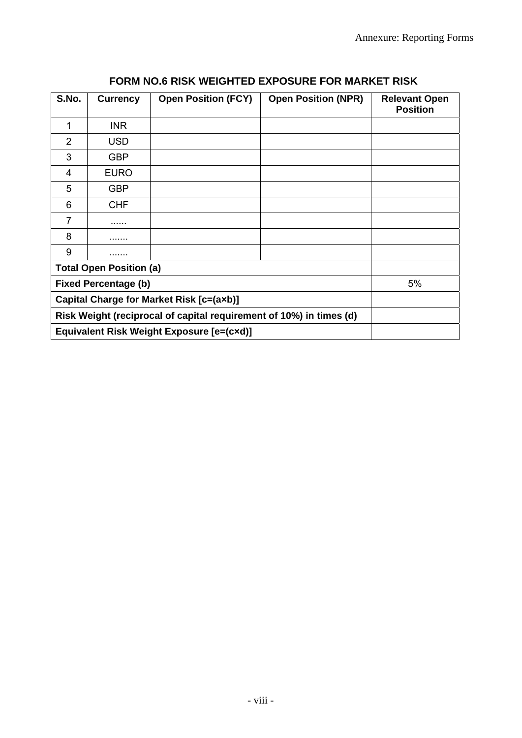## FORM NO.6 RISK WEIGHTED EXPOSURE FOR MARKET RISK

| S.No. | Currency | Open Position (FCY) | Open Position (NPR) | Relevant Open Position |
|---|---|---|---|---|
| 1 | INR | | | |
| 2 | USD | | | |
| 3 | GBP | | | |
| 4 | EURO | | | |
| 5 | GBP | | | |
| 6 | CHF | | | |
| 7 | ...... | | | |
| 8 | ....... | | | |
| 9 | ....... | | | |
| **Total Open Position (a)** | | | | |
| **Fixed Percentage (b)** | | | | 5% |
| **Capital Charge for Market Risk [c=(a×b)]** | | | | |
| **Risk Weight (reciprocal of capital requirement of 10%) in times (d)** | | | | |
| **Equivalent Risk Weight Exposure [e=(c×d)]** | | | | |